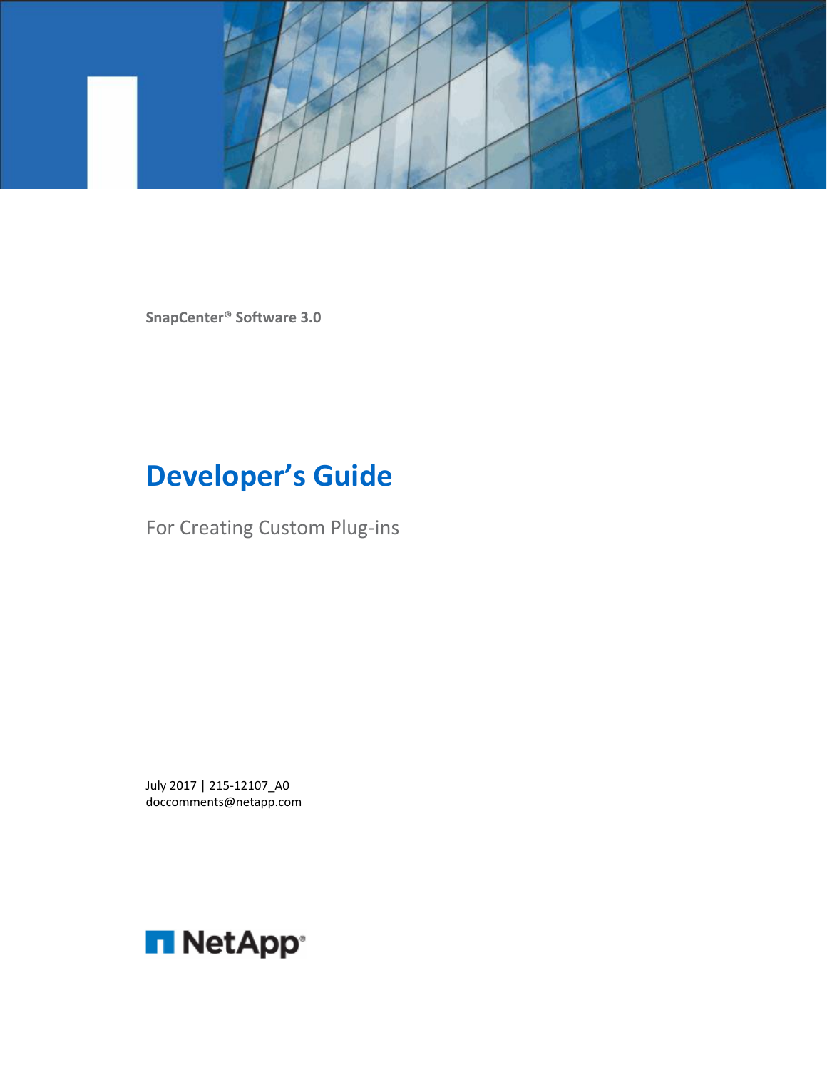SnapCenter® Software 3.0

# Developer's Guide

For Creating Custom Plug-ins

July 2017 | 215-12107_A0
doccomments@netapp.com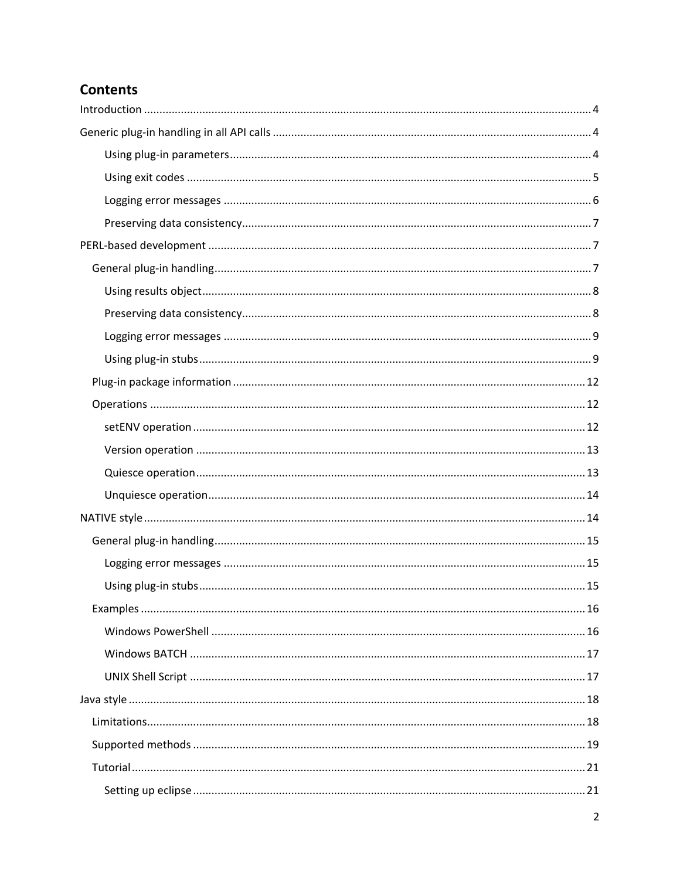# Contents

- Introduction ........ 4
- Generic plug-in handling in all API calls ........ 4
    - Using plug-in parameters ........ 4
    - Using exit codes ........ 5
    - Logging error messages ........ 6
    - Preserving data consistency ........ 7
- PERL-based development ........ 7
  - General plug-in handling ........ 7
    - Using results object ........ 8
    - Preserving data consistency ........ 8
    - Logging error messages ........ 9
    - Using plug-in stubs ........ 9
  - Plug-in package information ........ 12
  - Operations ........ 12
    - setENV operation ........ 12
    - Version operation ........ 13
    - Quiesce operation ........ 13
    - Unquiesce operation ........ 14
- NATIVE style ........ 14
  - General plug-in handling ........ 15
    - Logging error messages ........ 15
    - Using plug-in stubs ........ 15
  - Examples ........ 16
    - Windows PowerShell ........ 16
    - Windows BATCH ........ 17
    - UNIX Shell Script ........ 17
- Java style ........ 18
  - Limitations ........ 18
  - Supported methods ........ 19
  - Tutorial ........ 21
    - Setting up eclipse ........ 21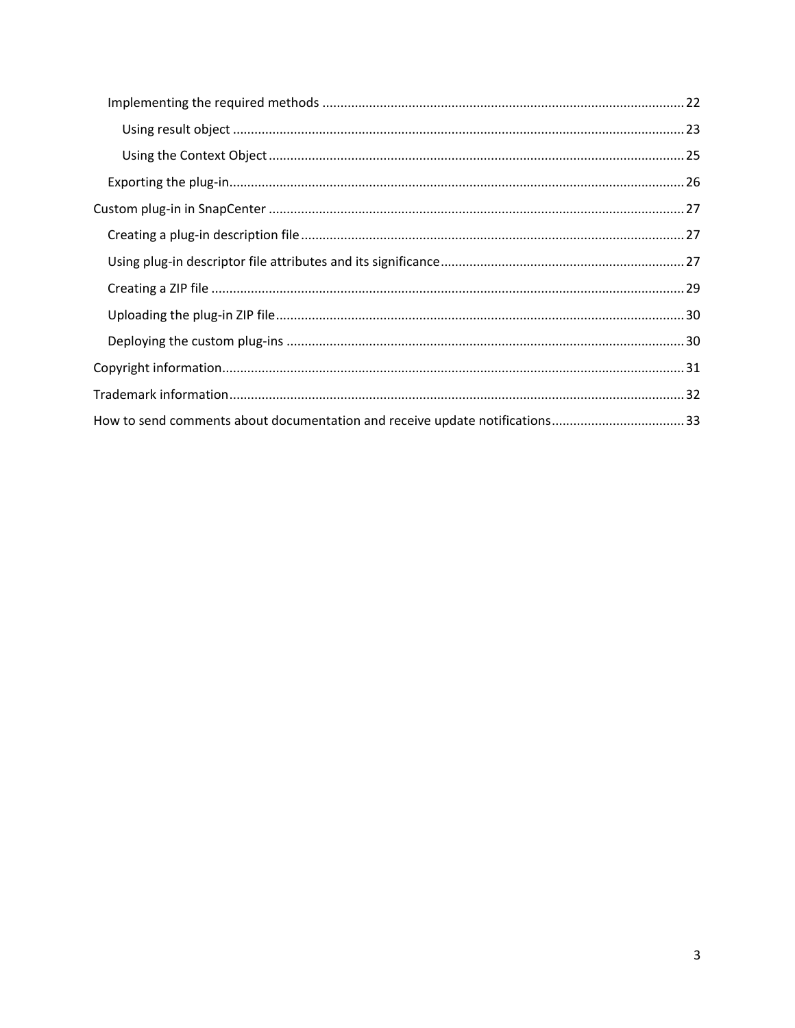- Implementing the required methods ........ 22
  - Using result object ........ 23
  - Using the Context Object ........ 25
- Exporting the plug-in ........ 26

Custom plug-in in SnapCenter ........ 27

- Creating a plug-in description file ........ 27
- Using plug-in descriptor file attributes and its significance ........ 27
- Creating a ZIP file ........ 29
- Uploading the plug-in ZIP file ........ 30
- Deploying the custom plug-ins ........ 30

Copyright information ........ 31

Trademark information ........ 32

How to send comments about documentation and receive update notifications ........ 33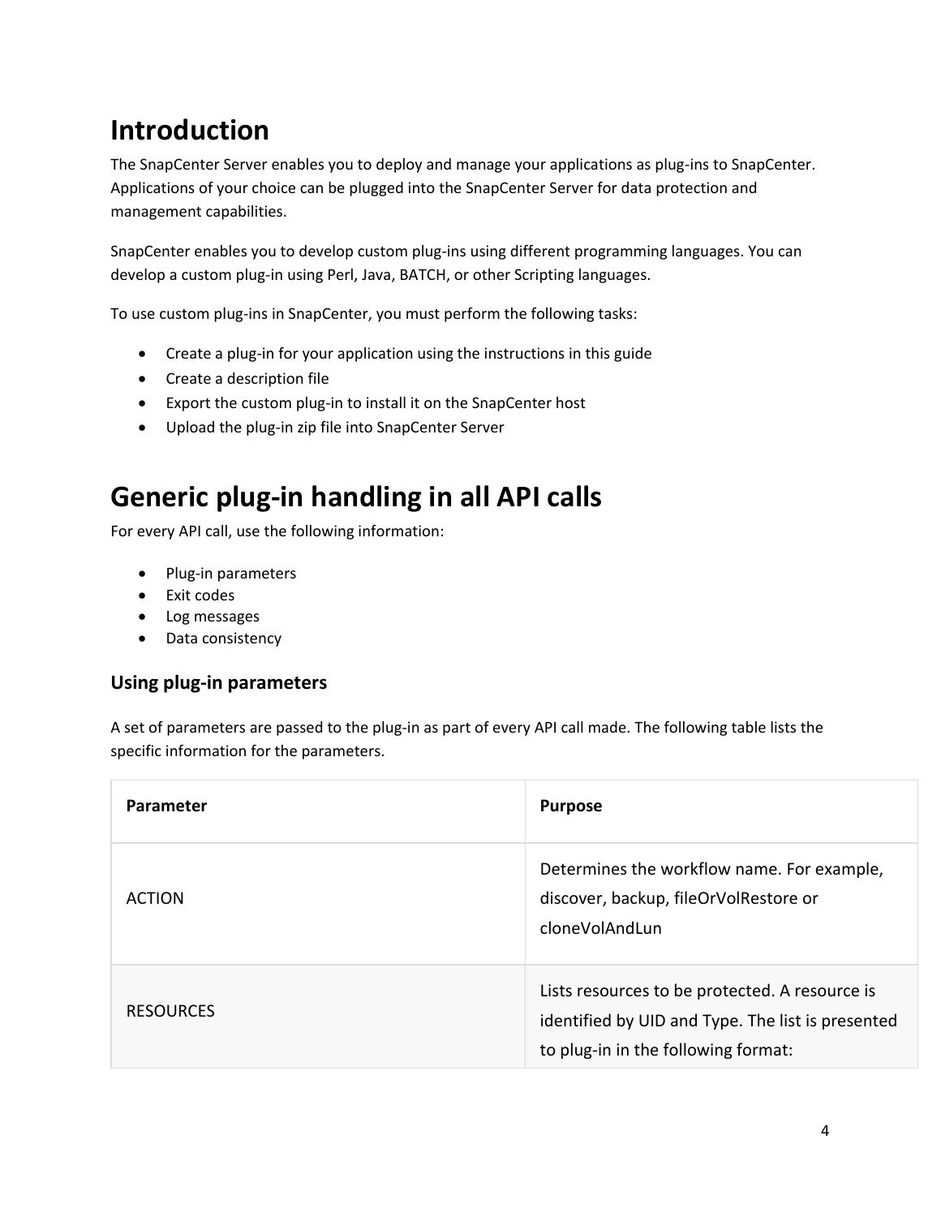# Introduction

The SnapCenter Server enables you to deploy and manage your applications as plug-ins to SnapCenter. Applications of your choice can be plugged into the SnapCenter Server for data protection and management capabilities.

SnapCenter enables you to develop custom plug-ins using different programming languages. You can develop a custom plug-in using Perl, Java, BATCH, or other Scripting languages.

To use custom plug-ins in SnapCenter, you must perform the following tasks:

- Create a plug-in for your application using the instructions in this guide
- Create a description file
- Export the custom plug-in to install it on the SnapCenter host
- Upload the plug-in zip file into SnapCenter Server

# Generic plug-in handling in all API calls

For every API call, use the following information:

- Plug-in parameters
- Exit codes
- Log messages
- Data consistency

## Using plug-in parameters

A set of parameters are passed to the plug-in as part of every API call made. The following table lists the specific information for the parameters.

| Parameter | Purpose |
| --- | --- |
| ACTION | Determines the workflow name. For example, discover, backup, fileOrVolRestore or cloneVolAndLun |
| RESOURCES | Lists resources to be protected. A resource is identified by UID and Type. The list is presented to plug-in in the following format: |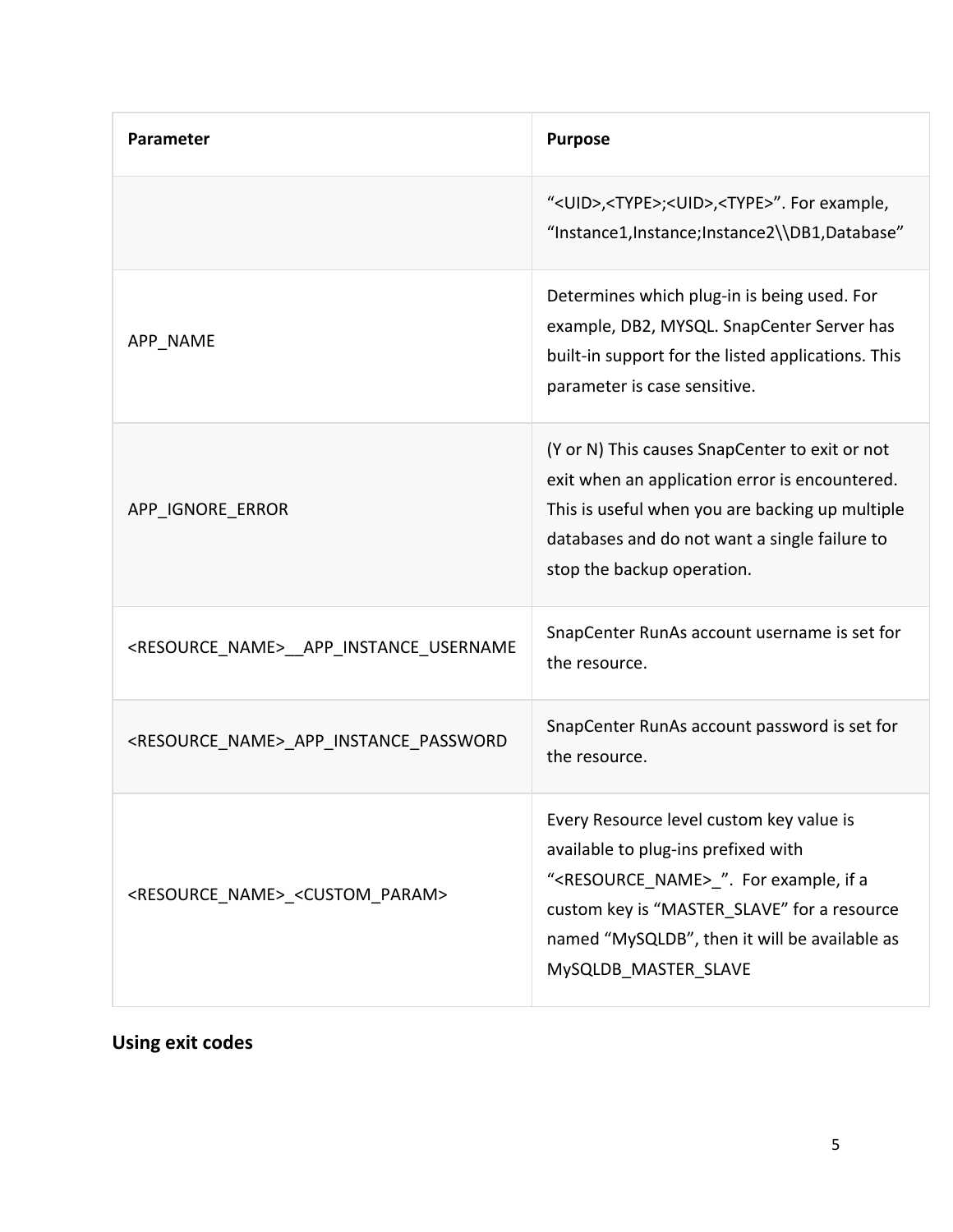| Parameter | Purpose |
| --- | --- |
| | "<UID>,<TYPE>;<UID>,<TYPE>". For example, "Instance1,Instance;Instance2\\DB1,Database" |
| APP_NAME | Determines which plug-in is being used. For example, DB2, MYSQL. SnapCenter Server has built-in support for the listed applications. This parameter is case sensitive. |
| APP_IGNORE_ERROR | (Y or N) This causes SnapCenter to exit or not exit when an application error is encountered. This is useful when you are backing up multiple databases and do not want a single failure to stop the backup operation. |
| <RESOURCE_NAME>__APP_INSTANCE_USERNAME | SnapCenter RunAs account username is set for the resource. |
| <RESOURCE_NAME>_APP_INSTANCE_PASSWORD | SnapCenter RunAs account password is set for the resource. |
| <RESOURCE_NAME>_<CUSTOM_PARAM> | Every Resource level custom key value is available to plug-ins prefixed with "<RESOURCE_NAME>_". For example, if a custom key is "MASTER_SLAVE" for a resource named "MySQLDB", then it will be available as MySQLDB_MASTER_SLAVE |

## Using exit codes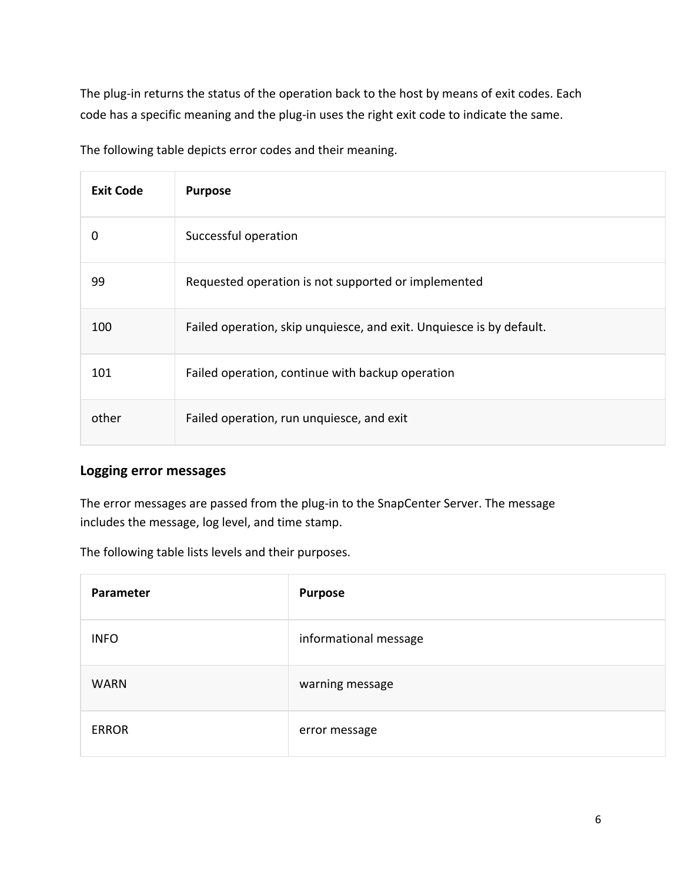The plug-in returns the status of the operation back to the host by means of exit codes. Each code has a specific meaning and the plug-in uses the right exit code to indicate the same.

The following table depicts error codes and their meaning.

| Exit Code | Purpose |
| --- | --- |
| 0 | Successful operation |
| 99 | Requested operation is not supported or implemented |
| 100 | Failed operation, skip unquiesce, and exit. Unquiesce is by default. |
| 101 | Failed operation, continue with backup operation |
| other | Failed operation, run unquiesce, and exit |

### Logging error messages

The error messages are passed from the plug-in to the SnapCenter Server. The message includes the message, log level, and time stamp.

The following table lists levels and their purposes.

| Parameter | Purpose |
| --- | --- |
| INFO | informational message |
| WARN | warning message |
| ERROR | error message |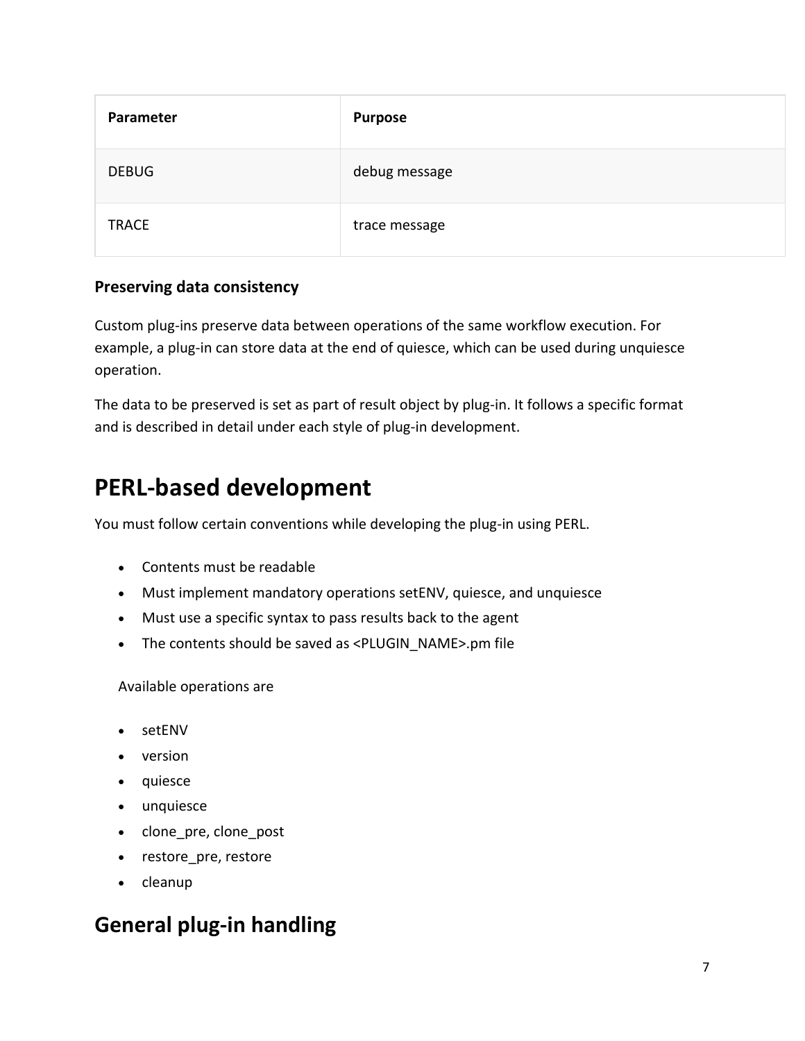| Parameter | Purpose |
| --- | --- |
| DEBUG | debug message |
| TRACE | trace message |

### Preserving data consistency

Custom plug-ins preserve data between operations of the same workflow execution. For example, a plug-in can store data at the end of quiesce, which can be used during unquiesce operation.

The data to be preserved is set as part of result object by plug-in. It follows a specific format and is described in detail under each style of plug-in development.

# PERL-based development

You must follow certain conventions while developing the plug-in using PERL.

- Contents must be readable
- Must implement mandatory operations setENV, quiesce, and unquiesce
- Must use a specific syntax to pass results back to the agent
- The contents should be saved as <PLUGIN_NAME>.pm file

Available operations are

- setENV
- version
- quiesce
- unquiesce
- clone_pre, clone_post
- restore_pre, restore
- cleanup

## General plug-in handling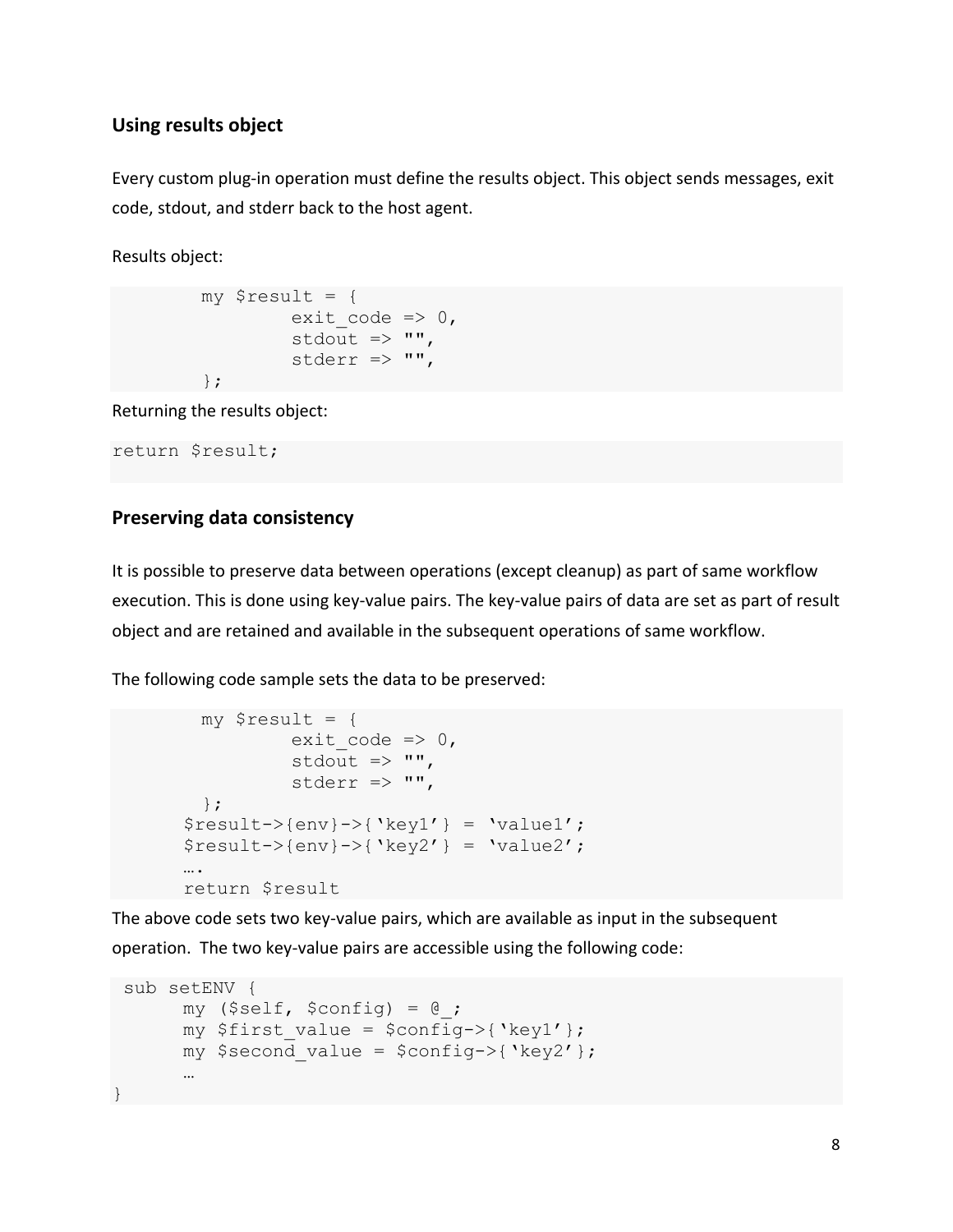## Using results object

Every custom plug-in operation must define the results object. This object sends messages, exit code, stdout, and stderr back to the host agent.

Results object:

```
        my $result = {
                exit_code => 0,
                stdout => "",
                stderr => "",
        };
```

Returning the results object:

```
return $result;
```

## Preserving data consistency

It is possible to preserve data between operations (except cleanup) as part of same workflow execution. This is done using key-value pairs. The key-value pairs of data are set as part of result object and are retained and available in the subsequent operations of same workflow.

The following code sample sets the data to be preserved:

```
        my $result = {
                exit_code => 0,
                stdout => "",
                stderr => "",
        };
       $result->{env}->{‘key1’} = ‘value1’;
       $result->{env}->{‘key2’} = ‘value2’;
       ….
       return $result
```

The above code sets two key-value pairs, which are available as input in the subsequent operation. The two key-value pairs are accessible using the following code:

```
 sub setENV {
       my ($self, $config) = @_;
       my $first_value = $config->{‘key1’};
       my $second_value = $config->{‘key2’};
       …
}
```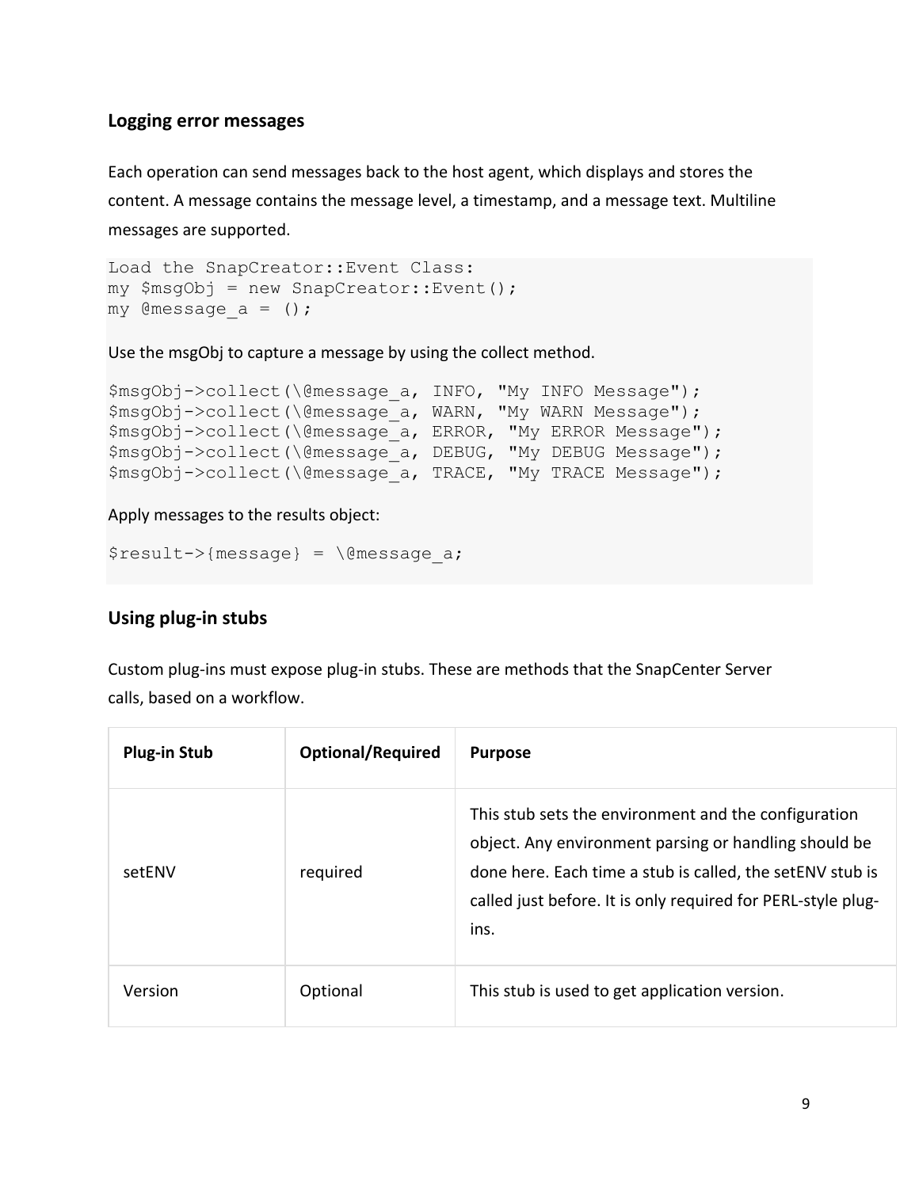### Logging error messages

Each operation can send messages back to the host agent, which displays and stores the content. A message contains the message level, a timestamp, and a message text. Multiline messages are supported.

```
Load the SnapCreator::Event Class:
my $msgObj = new SnapCreator::Event();
my @message_a = ();
```

Use the msgObj to capture a message by using the collect method.

```
$msgObj->collect(\@message_a, INFO, "My INFO Message");
$msgObj->collect(\@message_a, WARN, "My WARN Message");
$msgObj->collect(\@message_a, ERROR, "My ERROR Message");
$msgObj->collect(\@message_a, DEBUG, "My DEBUG Message");
$msgObj->collect(\@message_a, TRACE, "My TRACE Message");
```

Apply messages to the results object:

```
$result->{message} = \@message_a;
```

### Using plug-in stubs

Custom plug-ins must expose plug-in stubs. These are methods that the SnapCenter Server calls, based on a workflow.

| Plug-in Stub | Optional/Required | Purpose |
|---|---|---|
| setENV | required | This stub sets the environment and the configuration object. Any environment parsing or handling should be done here. Each time a stub is called, the setENV stub is called just before. It is only required for PERL-style plug-ins. |
| Version | Optional | This stub is used to get application version. |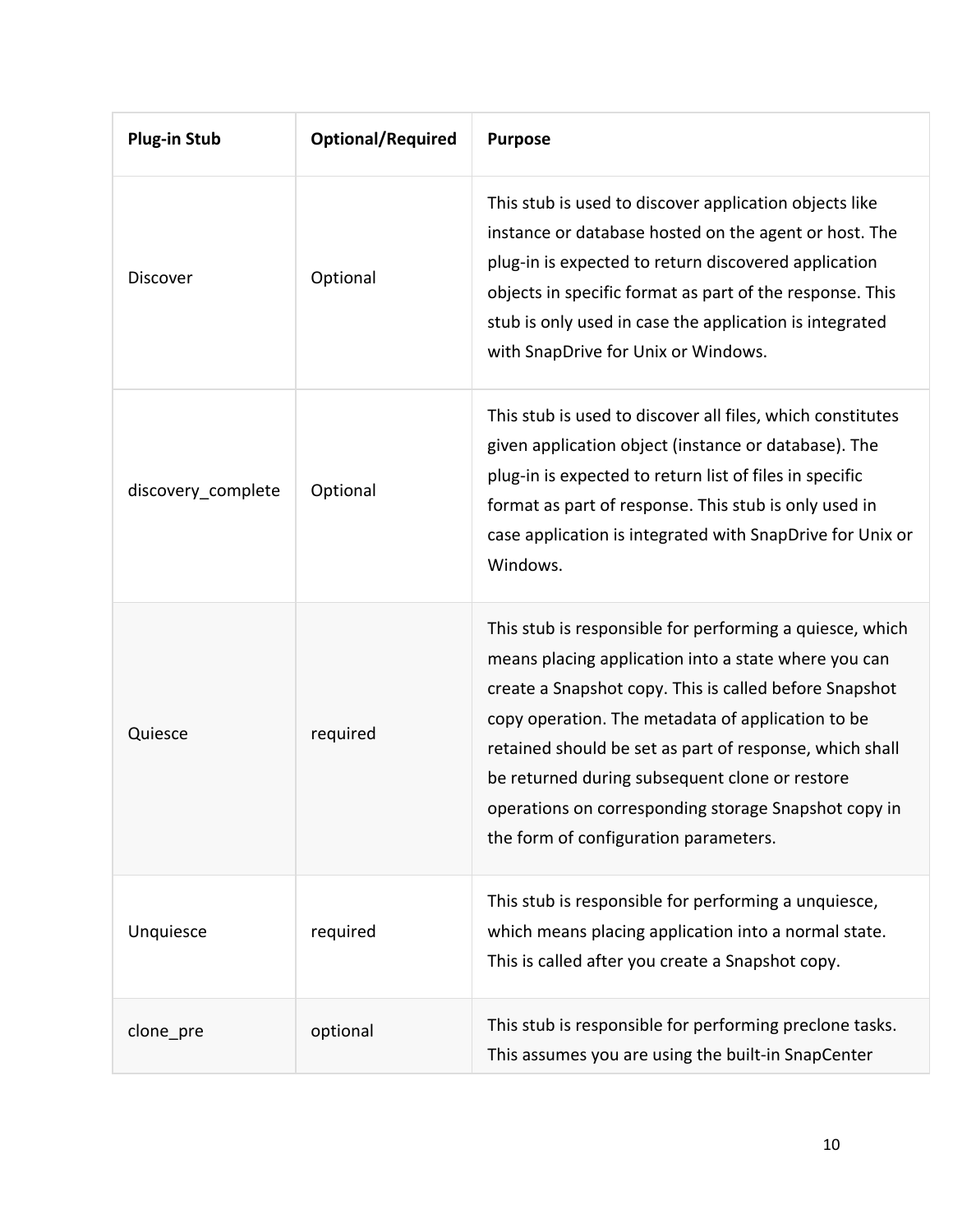| Plug-in Stub | Optional/Required | Purpose |
| --- | --- | --- |
| Discover | Optional | This stub is used to discover application objects like instance or database hosted on the agent or host. The plug-in is expected to return discovered application objects in specific format as part of the response. This stub is only used in case the application is integrated with SnapDrive for Unix or Windows. |
| discovery_complete | Optional | This stub is used to discover all files, which constitutes given application object (instance or database). The plug-in is expected to return list of files in specific format as part of response. This stub is only used in case application is integrated with SnapDrive for Unix or Windows. |
| Quiesce | required | This stub is responsible for performing a quiesce, which means placing application into a state where you can create a Snapshot copy. This is called before Snapshot copy operation. The metadata of application to be retained should be set as part of response, which shall be returned during subsequent clone or restore operations on corresponding storage Snapshot copy in the form of configuration parameters. |
| Unquiesce | required | This stub is responsible for performing a unquiesce, which means placing application into a normal state. This is called after you create a Snapshot copy. |
| clone_pre | optional | This stub is responsible for performing preclone tasks. This assumes you are using the built-in SnapCenter |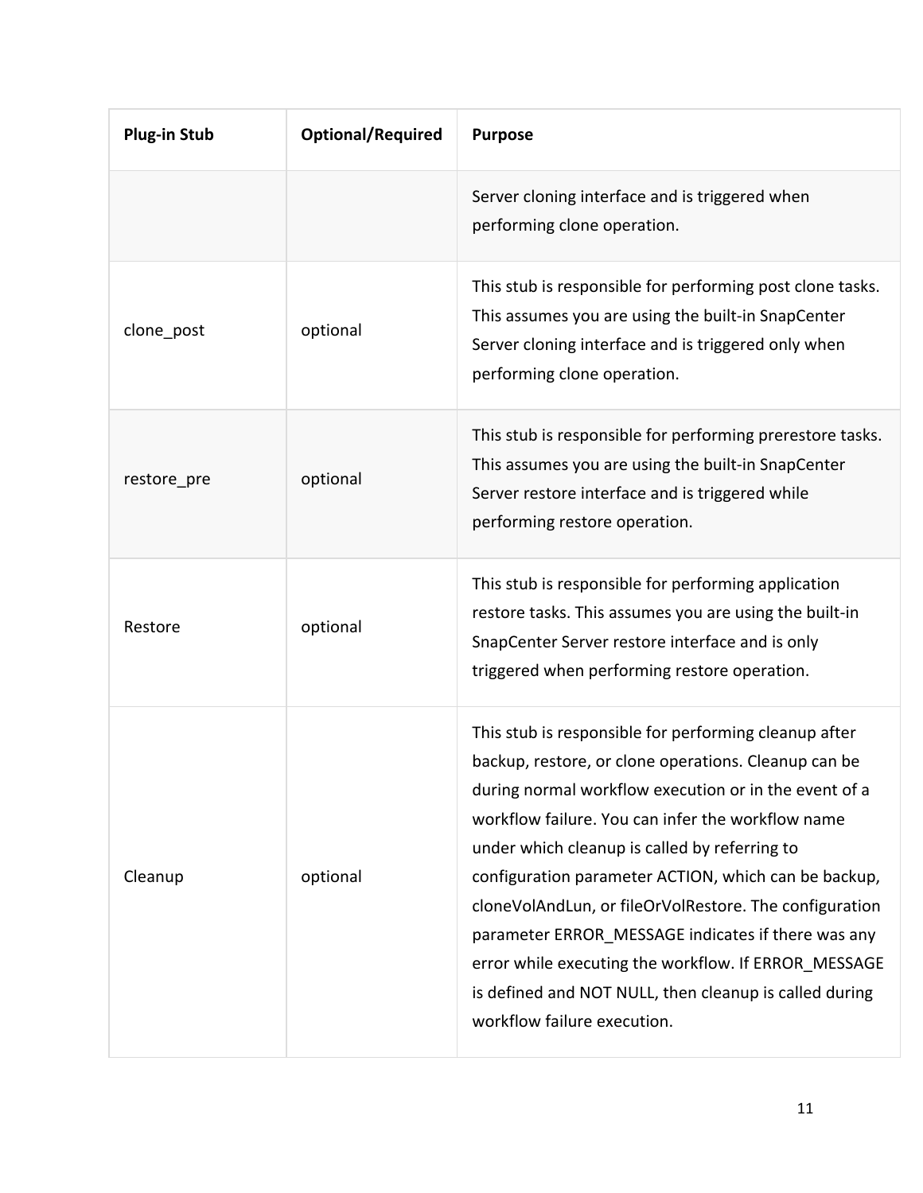| Plug-in Stub | Optional/Required | Purpose |
| --- | --- | --- |
| | | Server cloning interface and is triggered when performing clone operation. |
| clone_post | optional | This stub is responsible for performing post clone tasks. This assumes you are using the built-in SnapCenter Server cloning interface and is triggered only when performing clone operation. |
| restore_pre | optional | This stub is responsible for performing prerestore tasks. This assumes you are using the built-in SnapCenter Server restore interface and is triggered while performing restore operation. |
| Restore | optional | This stub is responsible for performing application restore tasks. This assumes you are using the built-in SnapCenter Server restore interface and is only triggered when performing restore operation. |
| Cleanup | optional | This stub is responsible for performing cleanup after backup, restore, or clone operations. Cleanup can be during normal workflow execution or in the event of a workflow failure. You can infer the workflow name under which cleanup is called by referring to configuration parameter ACTION, which can be backup, cloneVolAndLun, or fileOrVolRestore. The configuration parameter ERROR_MESSAGE indicates if there was any error while executing the workflow. If ERROR_MESSAGE is defined and NOT NULL, then cleanup is called during workflow failure execution. |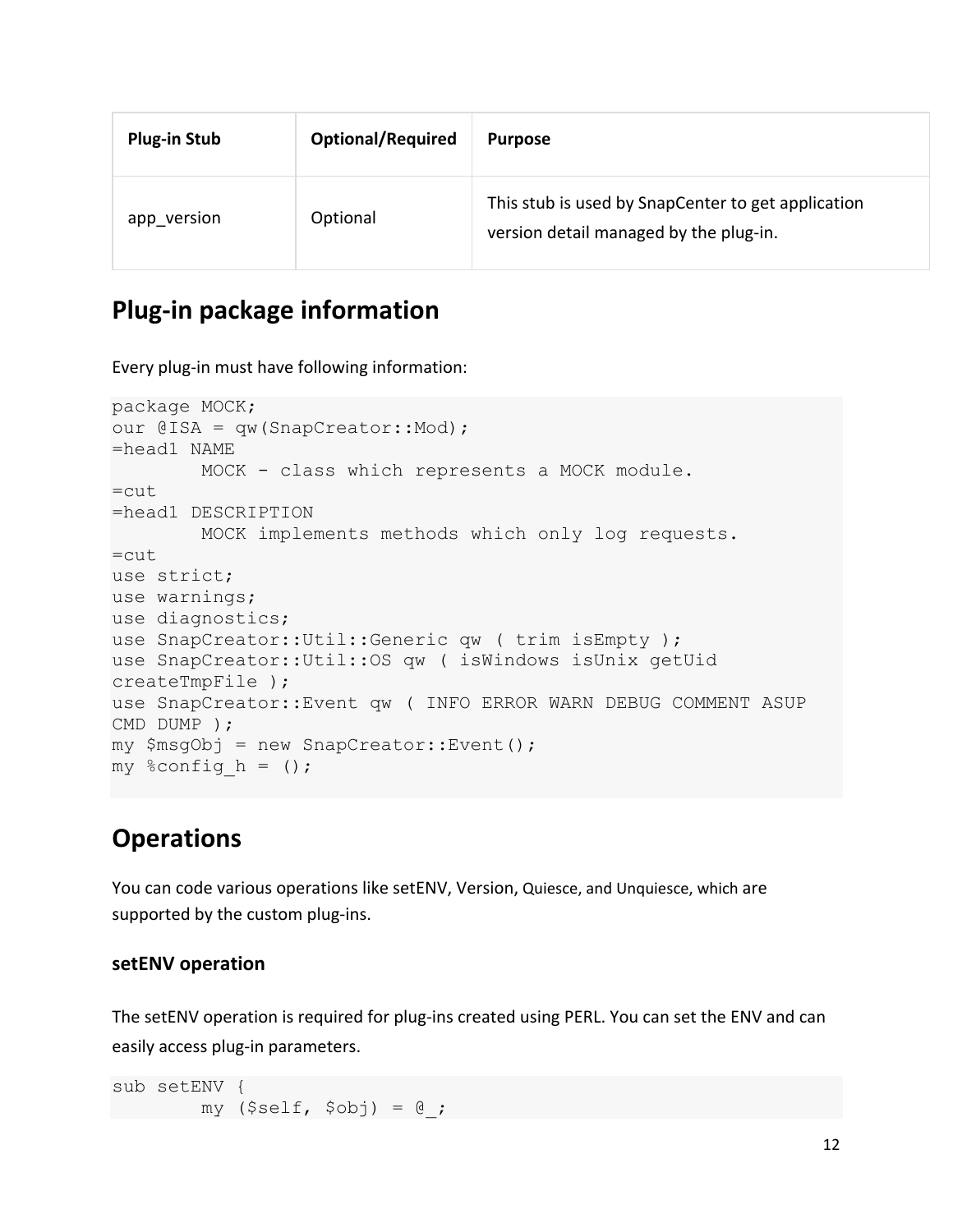| Plug-in Stub | Optional/Required | Purpose |
| --- | --- | --- |
| app_version | Optional | This stub is used by SnapCenter to get application version detail managed by the plug-in. |

## Plug-in package information

Every plug-in must have following information:

```
package MOCK;
our @ISA = qw(SnapCreator::Mod);
=head1 NAME
        MOCK - class which represents a MOCK module.
=cut
=head1 DESCRIPTION
        MOCK implements methods which only log requests.
=cut
use strict;
use warnings;
use diagnostics;
use SnapCreator::Util::Generic qw ( trim isEmpty );
use SnapCreator::Util::OS qw ( isWindows isUnix getUid
createTmpFile );
use SnapCreator::Event qw ( INFO ERROR WARN DEBUG COMMENT ASUP
CMD DUMP );
my $msgObj = new SnapCreator::Event();
my %config_h = ();
```

## Operations

You can code various operations like setENV, Version, Quiesce, and Unquiesce, which are supported by the custom plug-ins.

### setENV operation

The setENV operation is required for plug-ins created using PERL. You can set the ENV and can easily access plug-in parameters.

```
sub setENV {
        my ($self, $obj) = @_;
```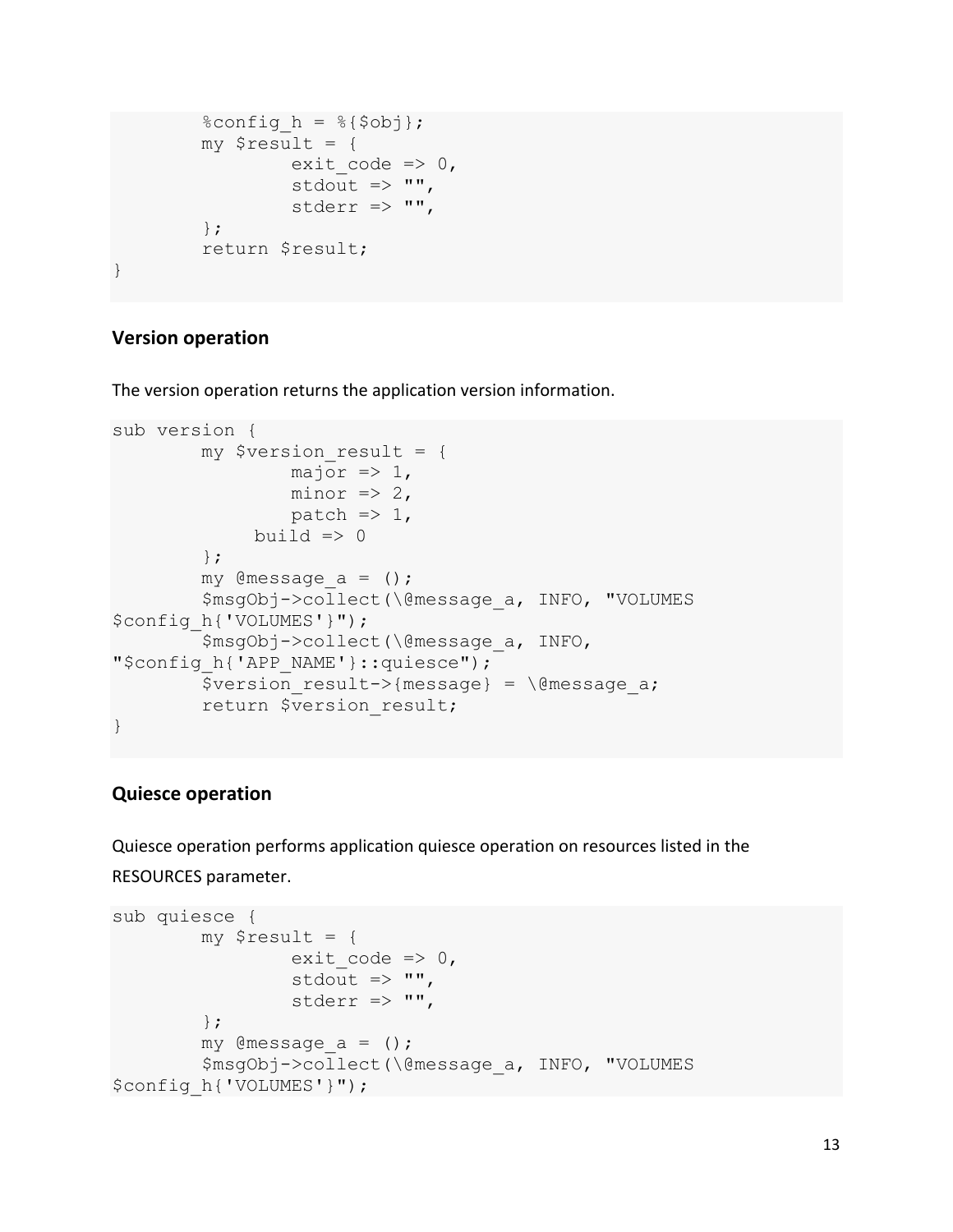```
        %config_h = %{$obj};
        my $result = {
                exit_code => 0,
                stdout => "",
                stderr => "",
        };
        return $result;
}
```

### Version operation

The version operation returns the application version information.

```
sub version {
        my $version_result = {
                major => 1,
                minor => 2,
                patch => 1,
             build => 0
        };
        my @message_a = ();
        $msgObj->collect(\@message_a, INFO, "VOLUMES
$config_h{'VOLUMES'}");
        $msgObj->collect(\@message_a, INFO,
"$config_h{'APP_NAME'}::quiesce");
        $version_result->{message} = \@message_a;
        return $version_result;
}
```

### Quiesce operation

Quiesce operation performs application quiesce operation on resources listed in the RESOURCES parameter.

```
sub quiesce {
        my $result = {
                exit_code => 0,
                stdout => "",
                stderr => "",
        };
        my @message_a = ();
        $msgObj->collect(\@message_a, INFO, "VOLUMES
$config_h{'VOLUMES'}");
```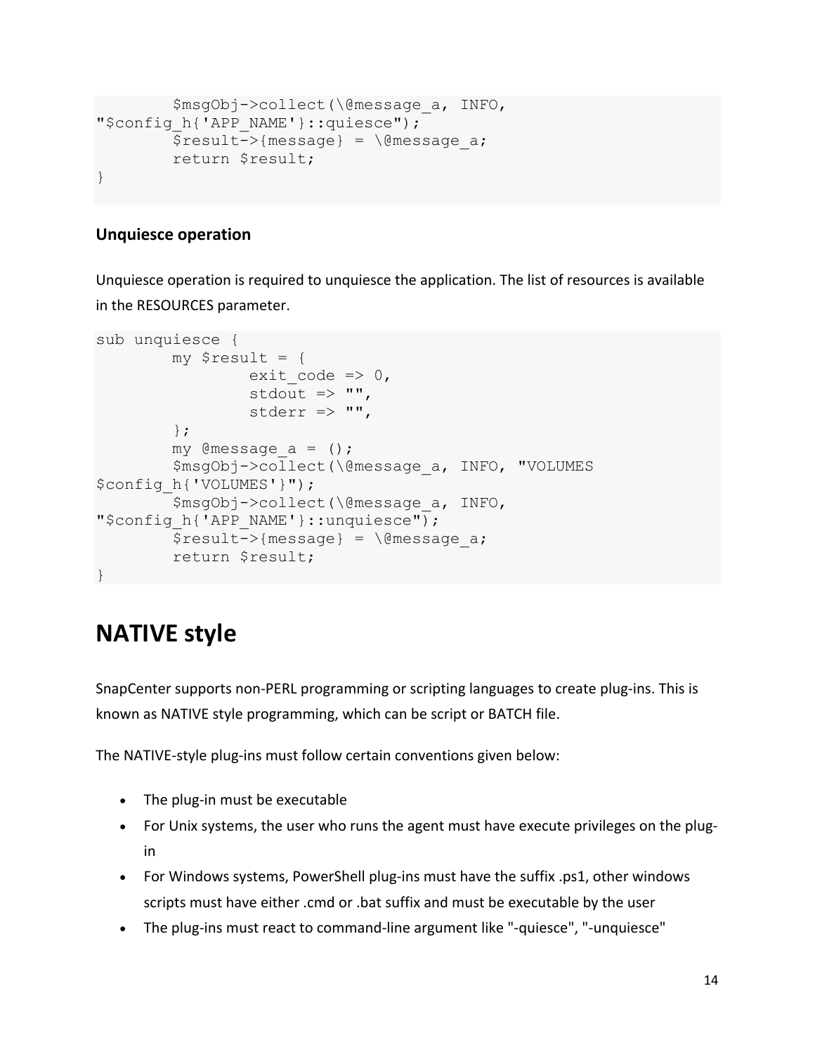```
        $msgObj->collect(\@message_a, INFO,
"$config_h{'APP_NAME'}::quiesce");
        $result->{message} = \@message_a;
        return $result;
}
```

### Unquiesce operation

Unquiesce operation is required to unquiesce the application. The list of resources is available in the RESOURCES parameter.

```
sub unquiesce {
        my $result = {
                exit_code => 0,
                stdout => "",
                stderr => "",
        };
        my @message_a = ();
        $msgObj->collect(\@message_a, INFO, "VOLUMES
$config_h{'VOLUMES'}");
        $msgObj->collect(\@message_a, INFO,
"$config_h{'APP_NAME'}::unquiesce");
        $result->{message} = \@message_a;
        return $result;
}
```

## NATIVE style

SnapCenter supports non-PERL programming or scripting languages to create plug-ins. This is known as NATIVE style programming, which can be script or BATCH file.

The NATIVE-style plug-ins must follow certain conventions given below:

- The plug-in must be executable
- For Unix systems, the user who runs the agent must have execute privileges on the plug-in
- For Windows systems, PowerShell plug-ins must have the suffix .ps1, other windows scripts must have either .cmd or .bat suffix and must be executable by the user
- The plug-ins must react to command-line argument like "-quiesce", "-unquiesce"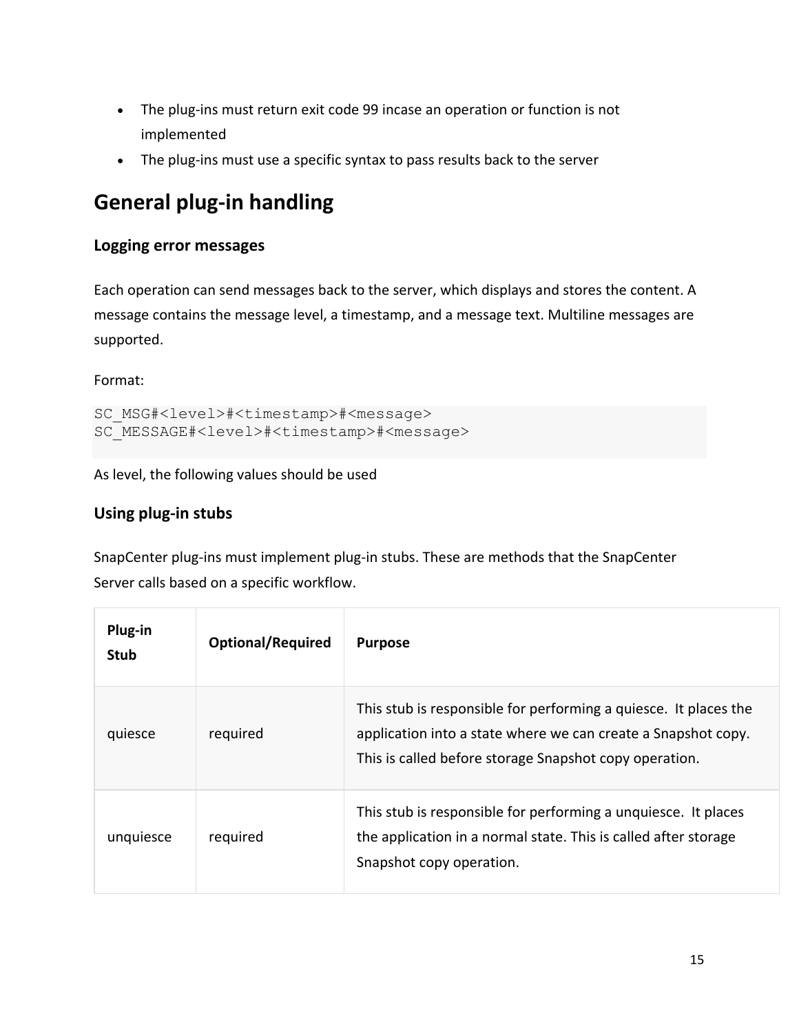- The plug-ins must return exit code 99 incase an operation or function is not implemented
- The plug-ins must use a specific syntax to pass results back to the server

# General plug-in handling

### Logging error messages

Each operation can send messages back to the server, which displays and stores the content. A message contains the message level, a timestamp, and a message text. Multiline messages are supported.

Format:

```
SC_MSG#<level>#<timestamp>#<message>
SC_MESSAGE#<level>#<timestamp>#<message>
```

As level, the following values should be used

### Using plug-in stubs

SnapCenter plug-ins must implement plug-in stubs. These are methods that the SnapCenter Server calls based on a specific workflow.

| Plug-in Stub | Optional/Required | Purpose |
|---|---|---|
| quiesce | required | This stub is responsible for performing a quiesce. It places the application into a state where we can create a Snapshot copy. This is called before storage Snapshot copy operation. |
| unquiesce | required | This stub is responsible for performing a unquiesce. It places the application in a normal state. This is called after storage Snapshot copy operation. |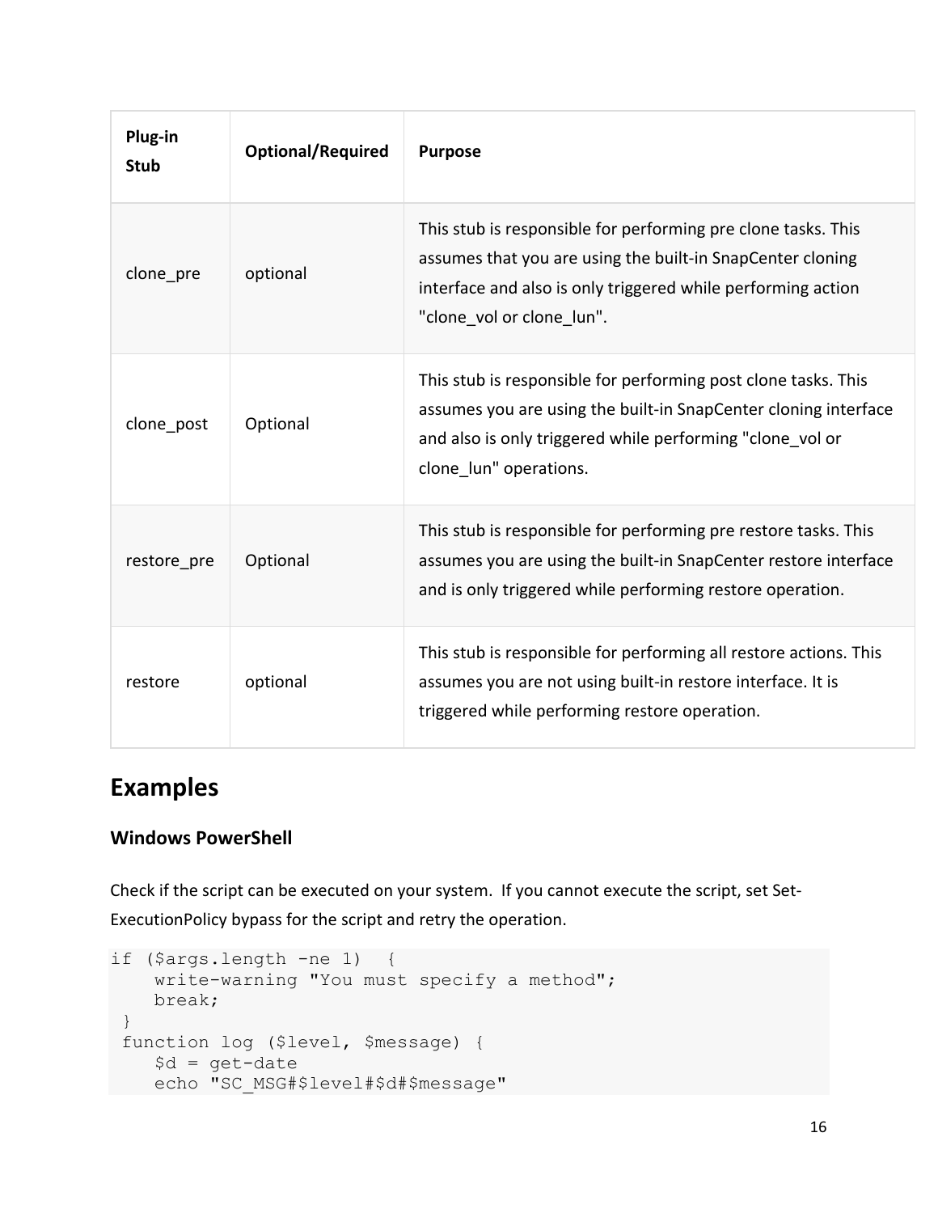| Plug-in Stub | Optional/Required | Purpose |
| --- | --- | --- |
| clone_pre | optional | This stub is responsible for performing pre clone tasks. This assumes that you are using the built-in SnapCenter cloning interface and also is only triggered while performing action "clone_vol or clone_lun". |
| clone_post | Optional | This stub is responsible for performing post clone tasks. This assumes you are using the built-in SnapCenter cloning interface and also is only triggered while performing "clone_vol or clone_lun" operations. |
| restore_pre | Optional | This stub is responsible for performing pre restore tasks. This assumes you are using the built-in SnapCenter restore interface and is only triggered while performing restore operation. |
| restore | optional | This stub is responsible for performing all restore actions. This assumes you are not using built-in restore interface. It is triggered while performing restore operation. |

## Examples

### Windows PowerShell

Check if the script can be executed on your system. If you cannot execute the script, set Set-ExecutionPolicy bypass for the script and retry the operation.

```
if ($args.length -ne 1)  {
    write-warning "You must specify a method";
    break;
 }
 function log ($level, $message) {
    $d = get-date
    echo "SC_MSG#$level#$d#$message"
```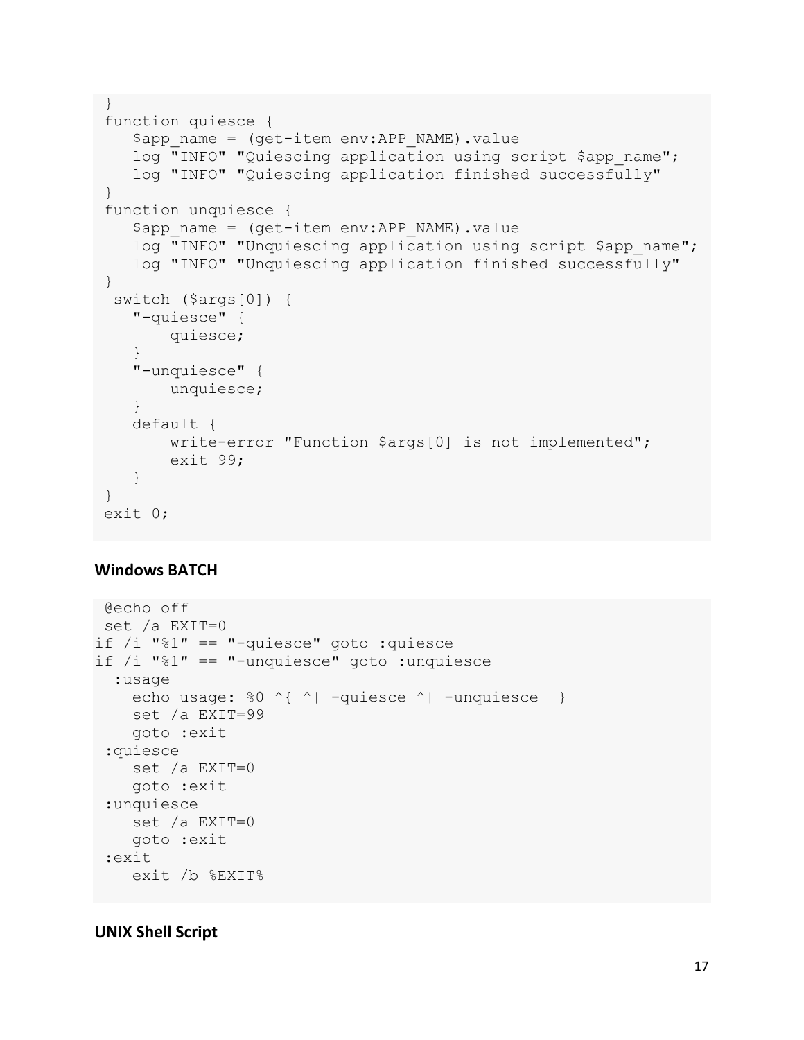```
}
function quiesce {
   $app_name = (get-item env:APP_NAME).value
   log "INFO" "Quiescing application using script $app_name";
   log "INFO" "Quiescing application finished successfully"
}
function unquiesce {
   $app_name = (get-item env:APP_NAME).value
   log "INFO" "Unquiescing application using script $app_name";
   log "INFO" "Unquiescing application finished successfully"
}
 switch ($args[0]) {
   "-quiesce" {
       quiesce;
   }
   "-unquiesce" {
       unquiesce;
   }
   default {
       write-error "Function $args[0] is not implemented";
       exit 99;
   }
}
exit 0;
```

### Windows BATCH

```
 @echo off
 set /a EXIT=0
if /i "%1" == "-quiesce" goto :quiesce
if /i "%1" == "-unquiesce" goto :unquiesce
  :usage
    echo usage: %0 ^{ ^| -quiesce ^| -unquiesce  }
    set /a EXIT=99
    goto :exit
 :quiesce
    set /a EXIT=0
    goto :exit
 :unquiesce
    set /a EXIT=0
    goto :exit
 :exit
    exit /b %EXIT%
```

### UNIX Shell Script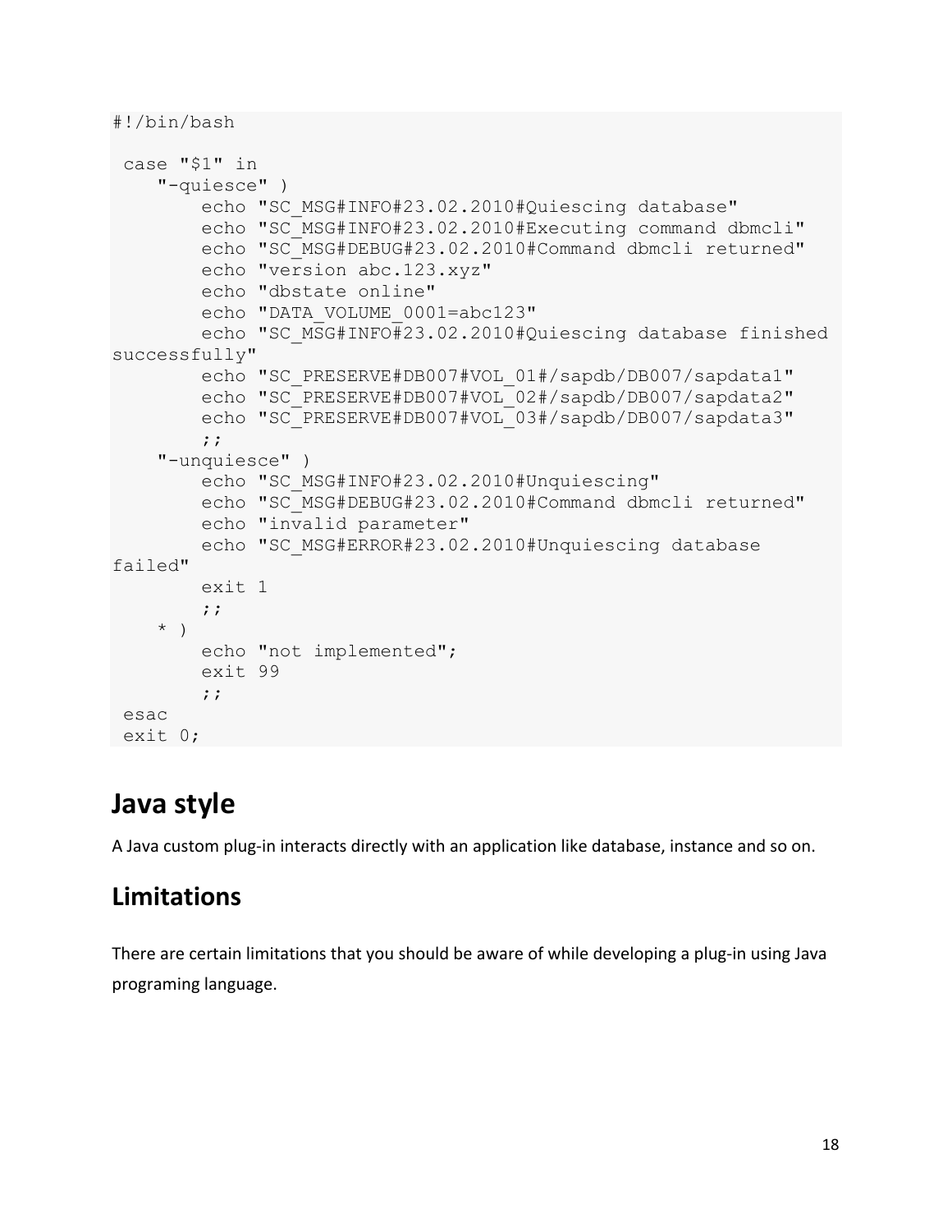```
#!/bin/bash

 case "$1" in
    "-quiesce" )
        echo "SC_MSG#INFO#23.02.2010#Quiescing database"
        echo "SC_MSG#INFO#23.02.2010#Executing command dbmcli"
        echo "SC_MSG#DEBUG#23.02.2010#Command dbmcli returned"
        echo "version abc.123.xyz"
        echo "dbstate online"
        echo "DATA_VOLUME_0001=abc123"
        echo "SC_MSG#INFO#23.02.2010#Quiescing database finished
successfully"
        echo "SC_PRESERVE#DB007#VOL_01#/sapdb/DB007/sapdata1"
        echo "SC_PRESERVE#DB007#VOL_02#/sapdb/DB007/sapdata2"
        echo "SC_PRESERVE#DB007#VOL_03#/sapdb/DB007/sapdata3"
        ;;
    "-unquiesce" )
        echo "SC_MSG#INFO#23.02.2010#Unquiescing"
        echo "SC_MSG#DEBUG#23.02.2010#Command dbmcli returned"
        echo "invalid parameter"
        echo "SC_MSG#ERROR#23.02.2010#Unquiescing database
failed"
        exit 1
        ;;
    * )
        echo "not implemented";
        exit 99
        ;;
 esac
 exit 0;
```

# Java style

A Java custom plug-in interacts directly with an application like database, instance and so on.

## Limitations

There are certain limitations that you should be aware of while developing a plug-in using Java programing language.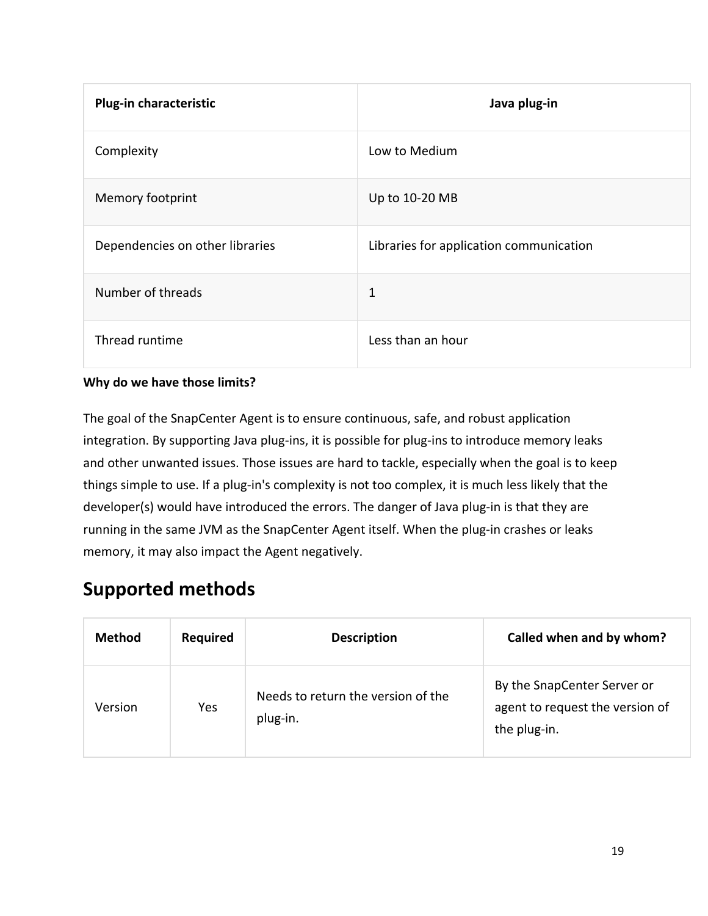| Plug-in characteristic | Java plug-in |
| --- | --- |
| Complexity | Low to Medium |
| Memory footprint | Up to 10-20 MB |
| Dependencies on other libraries | Libraries for application communication |
| Number of threads | 1 |
| Thread runtime | Less than an hour |

**Why do we have those limits?**

The goal of the SnapCenter Agent is to ensure continuous, safe, and robust application integration. By supporting Java plug-ins, it is possible for plug-ins to introduce memory leaks and other unwanted issues. Those issues are hard to tackle, especially when the goal is to keep things simple to use. If a plug-in's complexity is not too complex, it is much less likely that the developer(s) would have introduced the errors. The danger of Java plug-in is that they are running in the same JVM as the SnapCenter Agent itself. When the plug-in crashes or leaks memory, it may also impact the Agent negatively.

## Supported methods

| Method | Required | Description | Called when and by whom? |
| --- | --- | --- | --- |
| Version | Yes | Needs to return the version of the plug-in. | By the SnapCenter Server or agent to request the version of the plug-in. |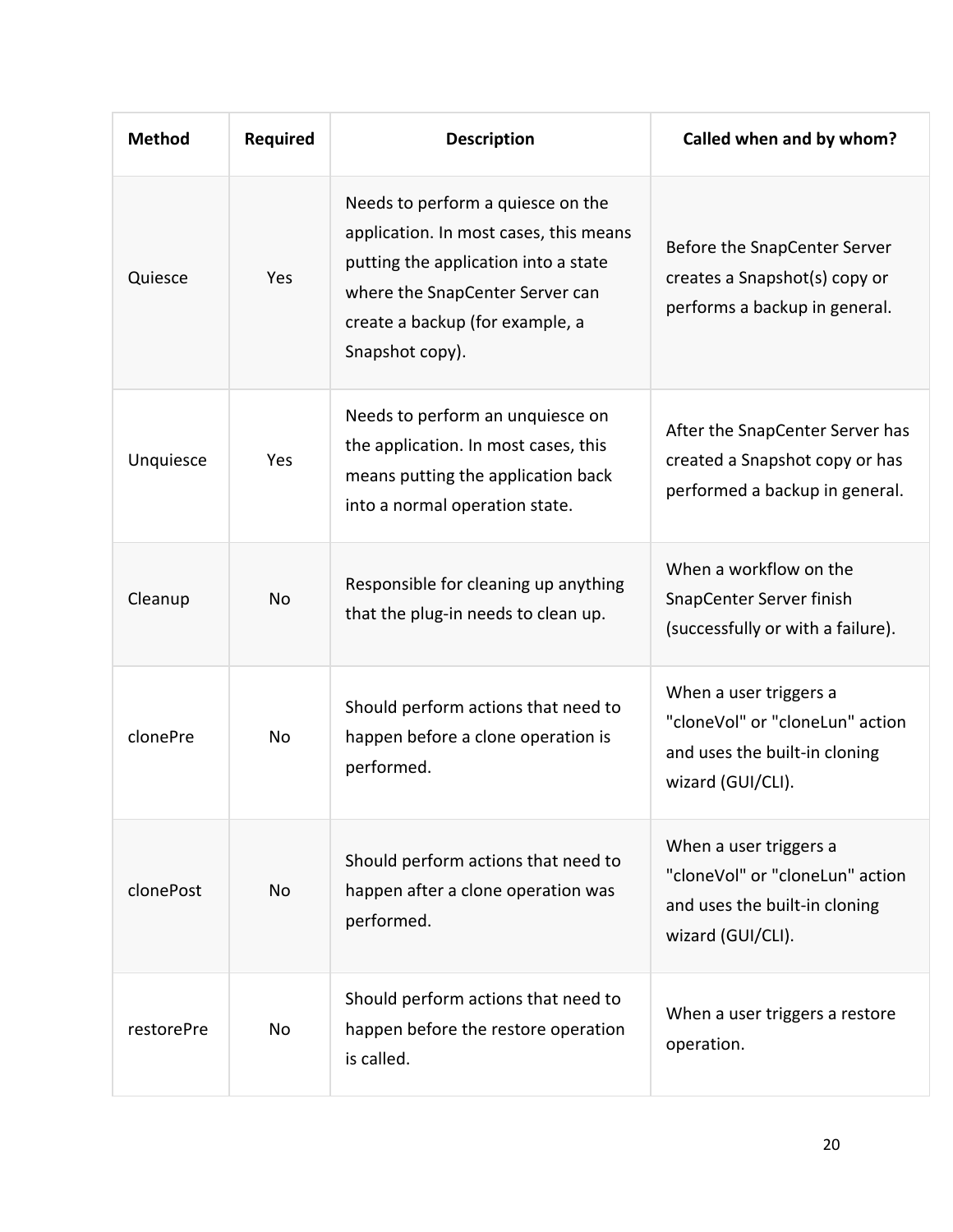| Method | Required | Description | Called when and by whom? |
| --- | --- | --- | --- |
| Quiesce | Yes | Needs to perform a quiesce on the application. In most cases, this means putting the application into a state where the SnapCenter Server can create a backup (for example, a Snapshot copy). | Before the SnapCenter Server creates a Snapshot(s) copy or performs a backup in general. |
| Unquiesce | Yes | Needs to perform an unquiesce on the application. In most cases, this means putting the application back into a normal operation state. | After the SnapCenter Server has created a Snapshot copy or has performed a backup in general. |
| Cleanup | No | Responsible for cleaning up anything that the plug-in needs to clean up. | When a workflow on the SnapCenter Server finish (successfully or with a failure). |
| clonePre | No | Should perform actions that need to happen before a clone operation is performed. | When a user triggers a "cloneVol" or "cloneLun" action and uses the built-in cloning wizard (GUI/CLI). |
| clonePost | No | Should perform actions that need to happen after a clone operation was performed. | When a user triggers a "cloneVol" or "cloneLun" action and uses the built-in cloning wizard (GUI/CLI). |
| restorePre | No | Should perform actions that need to happen before the restore operation is called. | When a user triggers a restore operation. |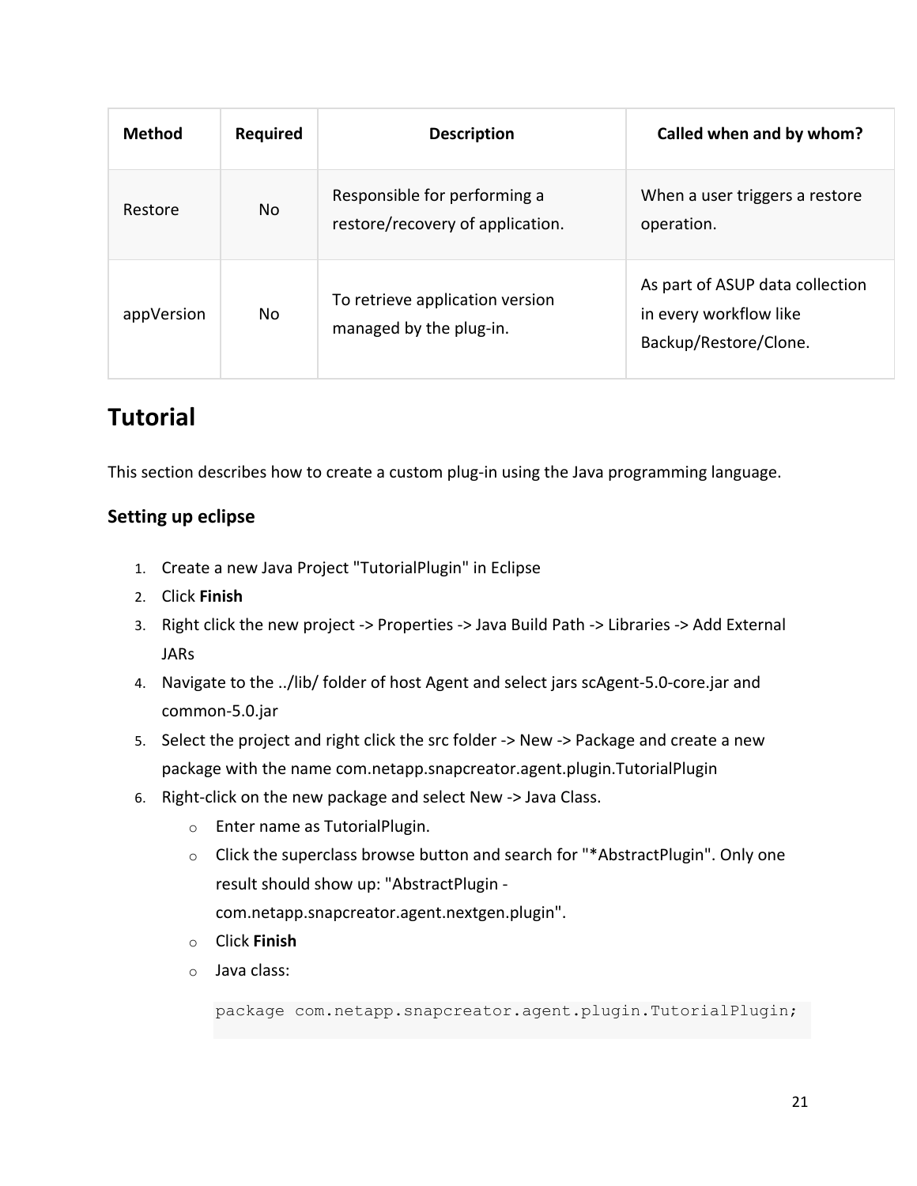| Method | Required | Description | Called when and by whom? |
| --- | --- | --- | --- |
| Restore | No | Responsible for performing a restore/recovery of application. | When a user triggers a restore operation. |
| appVersion | No | To retrieve application version managed by the plug-in. | As part of ASUP data collection in every workflow like Backup/Restore/Clone. |

## Tutorial

This section describes how to create a custom plug-in using the Java programming language.

### Setting up eclipse

1. Create a new Java Project "TutorialPlugin" in Eclipse
2. Click **Finish**
3. Right click the new project -> Properties -> Java Build Path -> Libraries -> Add External JARs
4. Navigate to the ../lib/ folder of host Agent and select jars scAgent-5.0-core.jar and common-5.0.jar
5. Select the project and right click the src folder -> New -> Package and create a new package with the name com.netapp.snapcreator.agent.plugin.TutorialPlugin
6. Right-click on the new package and select New -> Java Class.
   - Enter name as TutorialPlugin.
   - Click the superclass browse button and search for "*AbstractPlugin". Only one result should show up: "AbstractPlugin - com.netapp.snapcreator.agent.nextgen.plugin".
   - Click **Finish**
   - Java class:

   ```
   package com.netapp.snapcreator.agent.plugin.TutorialPlugin;
   ```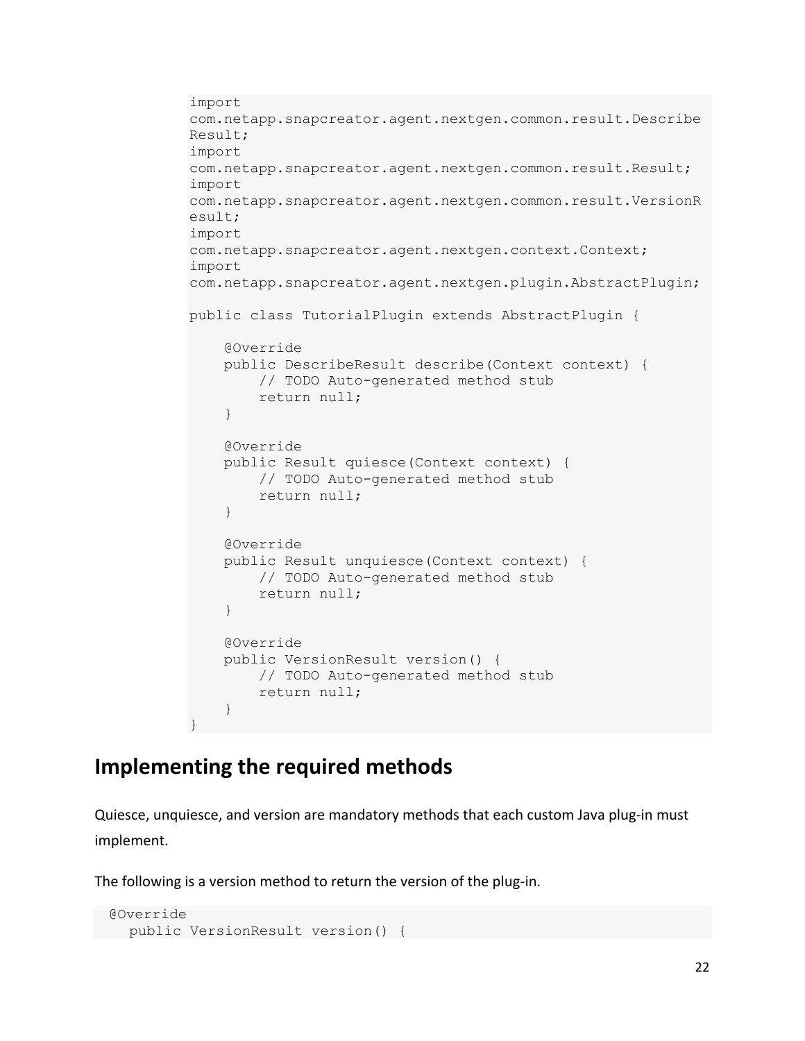```
import
com.netapp.snapcreator.agent.nextgen.common.result.Describe
Result;
import
com.netapp.snapcreator.agent.nextgen.common.result.Result;
import
com.netapp.snapcreator.agent.nextgen.common.result.VersionR
esult;
import
com.netapp.snapcreator.agent.nextgen.context.Context;
import
com.netapp.snapcreator.agent.nextgen.plugin.AbstractPlugin;

public class TutorialPlugin extends AbstractPlugin {

    @Override
    public DescribeResult describe(Context context) {
        // TODO Auto-generated method stub
        return null;
    }

    @Override
    public Result quiesce(Context context) {
        // TODO Auto-generated method stub
        return null;
    }

    @Override
    public Result unquiesce(Context context) {
        // TODO Auto-generated method stub
        return null;
    }

    @Override
    public VersionResult version() {
        // TODO Auto-generated method stub
        return null;
    }
}
```

## Implementing the required methods

Quiesce, unquiesce, and version are mandatory methods that each custom Java plug-in must implement.

The following is a version method to return the version of the plug-in.

```
@Override
  public VersionResult version() {
```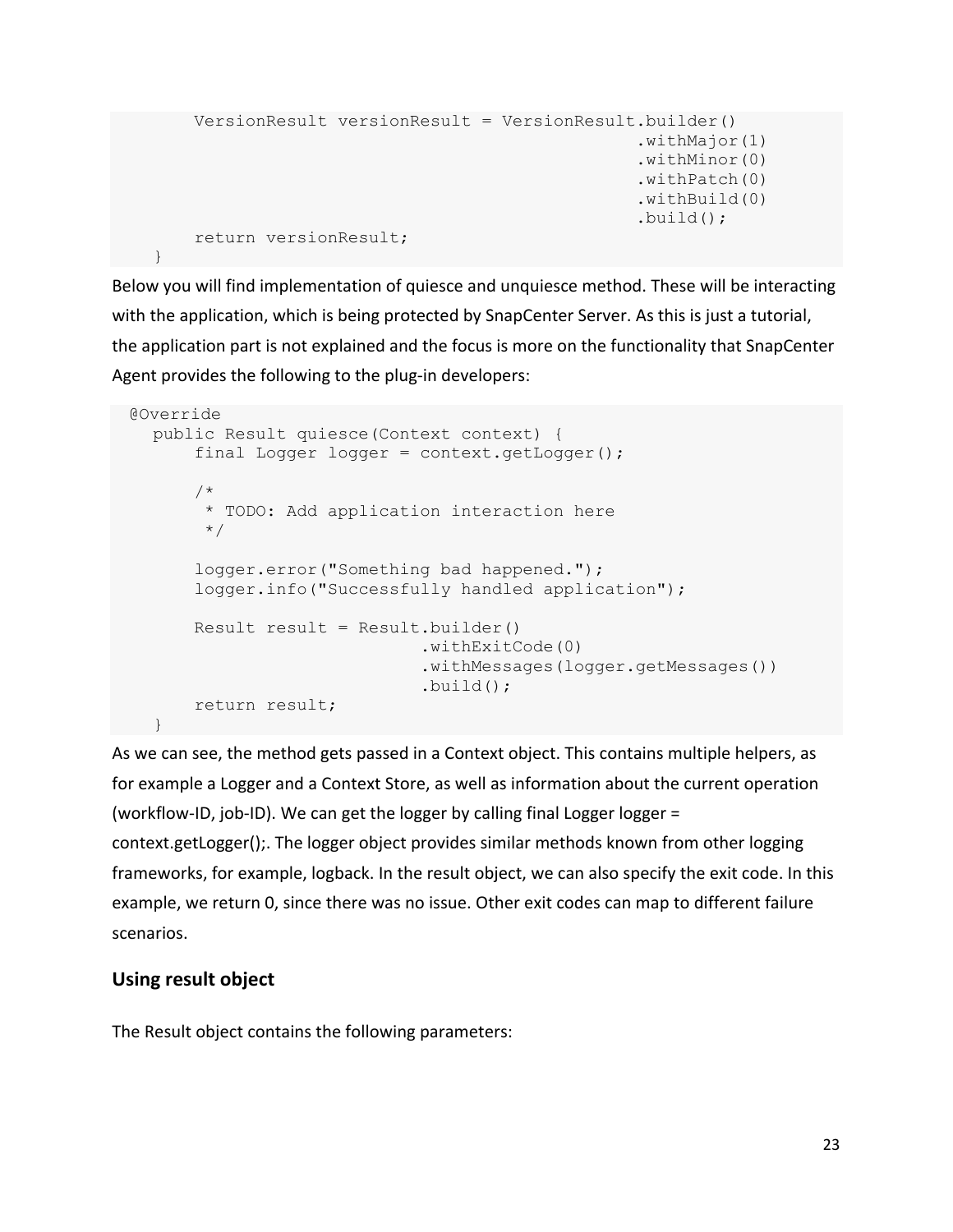```
        VersionResult versionResult = VersionResult.builder()
                                                    .withMajor(1)
                                                    .withMinor(0)
                                                    .withPatch(0)
                                                    .withBuild(0)
                                                    .build();
        return versionResult;
    }
```

Below you will find implementation of quiesce and unquiesce method. These will be interacting with the application, which is being protected by SnapCenter Server. As this is just a tutorial, the application part is not explained and the focus is more on the functionality that SnapCenter Agent provides the following to the plug-in developers:

```
  @Override
    public Result quiesce(Context context) {
        final Logger logger = context.getLogger();

        /*
         * TODO: Add application interaction here
         */

        logger.error("Something bad happened.");
        logger.info("Successfully handled application");

        Result result = Result.builder()
                              .withExitCode(0)
                              .withMessages(logger.getMessages())
                              .build();
        return result;
    }
```

As we can see, the method gets passed in a Context object. This contains multiple helpers, as for example a Logger and a Context Store, as well as information about the current operation (workflow-ID, job-ID). We can get the logger by calling final Logger logger = context.getLogger();. The logger object provides similar methods known from other logging frameworks, for example, logback. In the result object, we can also specify the exit code. In this example, we return 0, since there was no issue. Other exit codes can map to different failure scenarios.

### Using result object

The Result object contains the following parameters: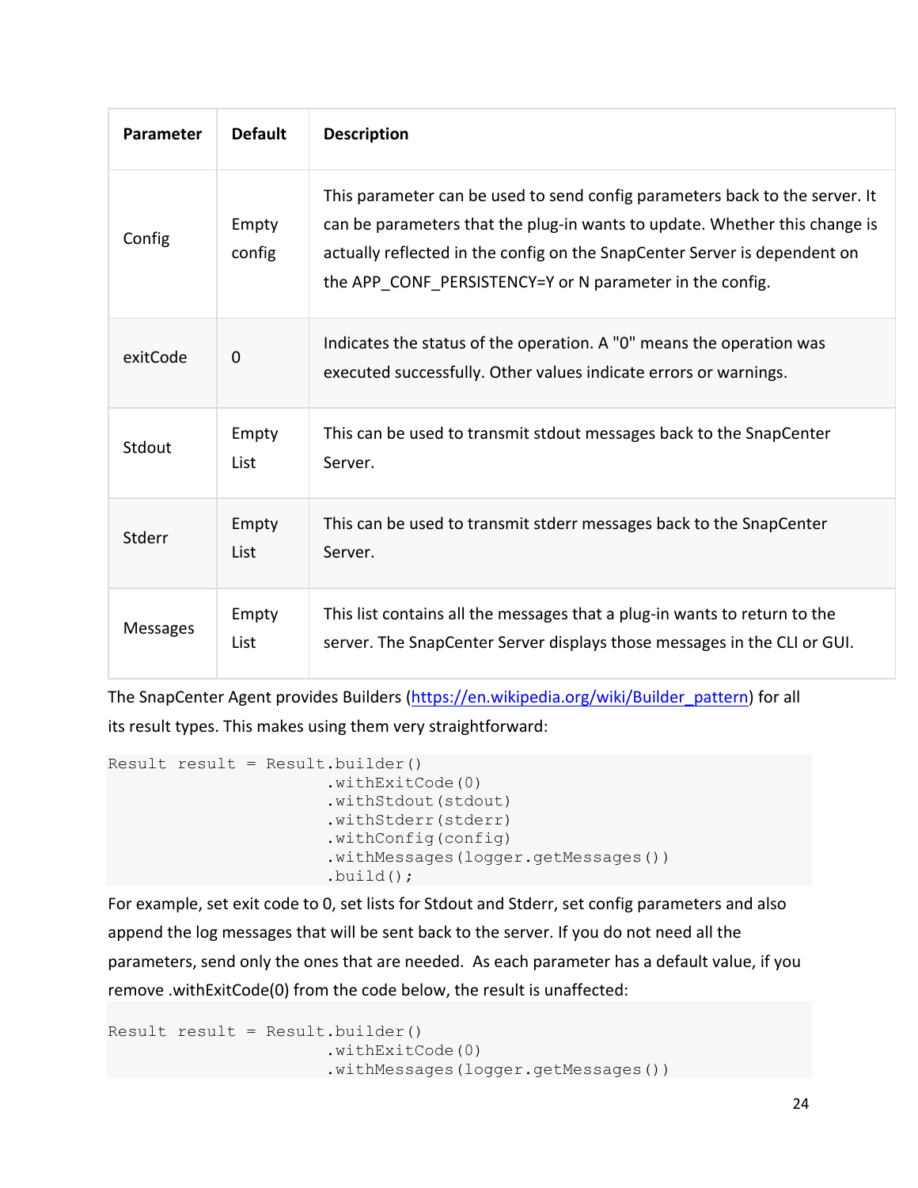| Parameter | Default | Description |
|---|---|---|
| Config | Empty config | This parameter can be used to send config parameters back to the server. It can be parameters that the plug-in wants to update. Whether this change is actually reflected in the config on the SnapCenter Server is dependent on the APP_CONF_PERSISTENCY=Y or N parameter in the config. |
| exitCode | 0 | Indicates the status of the operation. A "0" means the operation was executed successfully. Other values indicate errors or warnings. |
| Stdout | Empty List | This can be used to transmit stdout messages back to the SnapCenter Server. |
| Stderr | Empty List | This can be used to transmit stderr messages back to the SnapCenter Server. |
| Messages | Empty List | This list contains all the messages that a plug-in wants to return to the server. The SnapCenter Server displays those messages in the CLI or GUI. |

The SnapCenter Agent provides Builders (https://en.wikipedia.org/wiki/Builder_pattern) for all its result types. This makes using them very straightforward:

```
Result result = Result.builder()
                    .withExitCode(0)
                    .withStdout(stdout)
                    .withStderr(stderr)
                    .withConfig(config)
                    .withMessages(logger.getMessages())
                    .build();
```

For example, set exit code to 0, set lists for Stdout and Stderr, set config parameters and also append the log messages that will be sent back to the server. If you do not need all the parameters, send only the ones that are needed. As each parameter has a default value, if you remove .withExitCode(0) from the code below, the result is unaffected:

```
Result result = Result.builder()
                    .withExitCode(0)
                    .withMessages(logger.getMessages())
```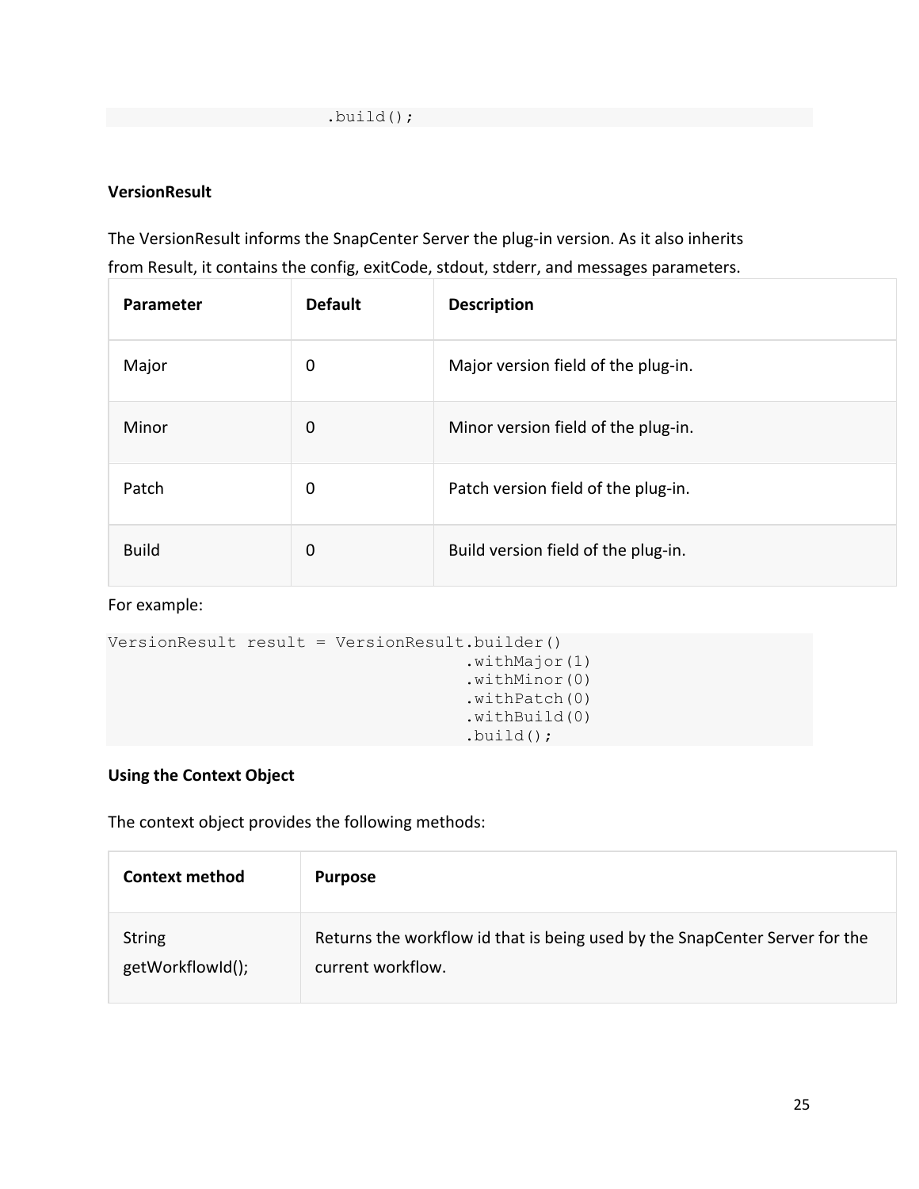```
                        .build();
```

**VersionResult**

The VersionResult informs the SnapCenter Server the plug-in version. As it also inherits from Result, it contains the config, exitCode, stdout, stderr, and messages parameters.

| Parameter | Default | Description |
|---|---|---|
| Major | 0 | Major version field of the plug-in. |
| Minor | 0 | Minor version field of the plug-in. |
| Patch | 0 | Patch version field of the plug-in. |
| Build | 0 | Build version field of the plug-in. |

For example:

```
VersionResult result = VersionResult.builder()
                                    .withMajor(1)
                                    .withMinor(0)
                                    .withPatch(0)
                                    .withBuild(0)
                                    .build();
```

**Using the Context Object**

The context object provides the following methods:

| Context method | Purpose |
|---|---|
| String getWorkflowId(); | Returns the workflow id that is being used by the SnapCenter Server for the current workflow. |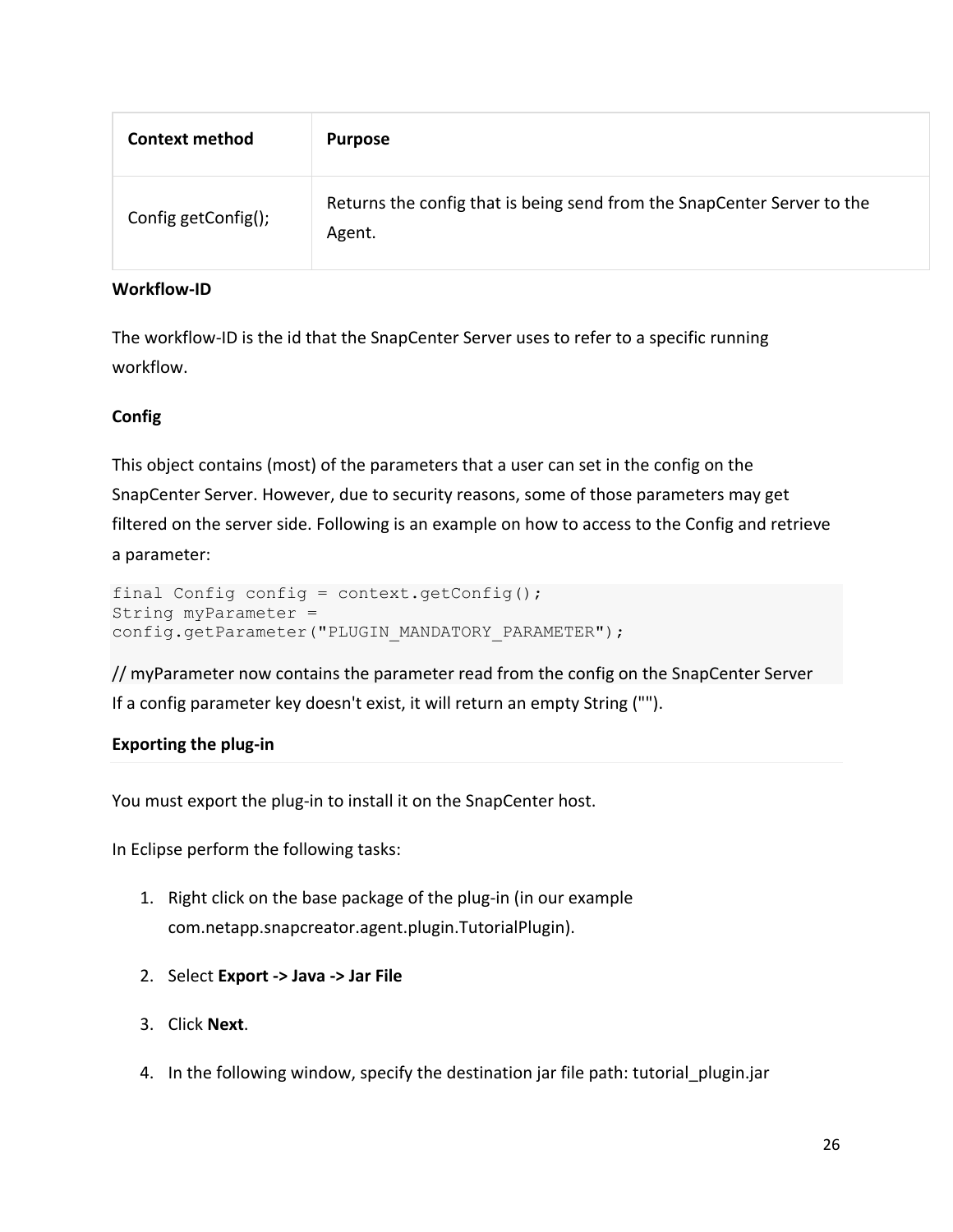| Context method | Purpose |
| --- | --- |
| Config getConfig(); | Returns the config that is being send from the SnapCenter Server to the Agent. |

**Workflow-ID**

The workflow-ID is the id that the SnapCenter Server uses to refer to a specific running workflow.

**Config**

This object contains (most) of the parameters that a user can set in the config on the SnapCenter Server. However, due to security reasons, some of those parameters may get filtered on the server side. Following is an example on how to access to the Config and retrieve a parameter:

```
final Config config = context.getConfig();
String myParameter =
config.getParameter("PLUGIN_MANDATORY_PARAMETER");
```

// myParameter now contains the parameter read from the config on the SnapCenter Server

If a config parameter key doesn't exist, it will return an empty String ("").

**Exporting the plug-in**

You must export the plug-in to install it on the SnapCenter host.

In Eclipse perform the following tasks:

1. Right click on the base package of the plug-in (in our example com.netapp.snapcreator.agent.plugin.TutorialPlugin).
2. Select **Export -> Java -> Jar File**
3. Click **Next**.
4. In the following window, specify the destination jar file path: tutorial_plugin.jar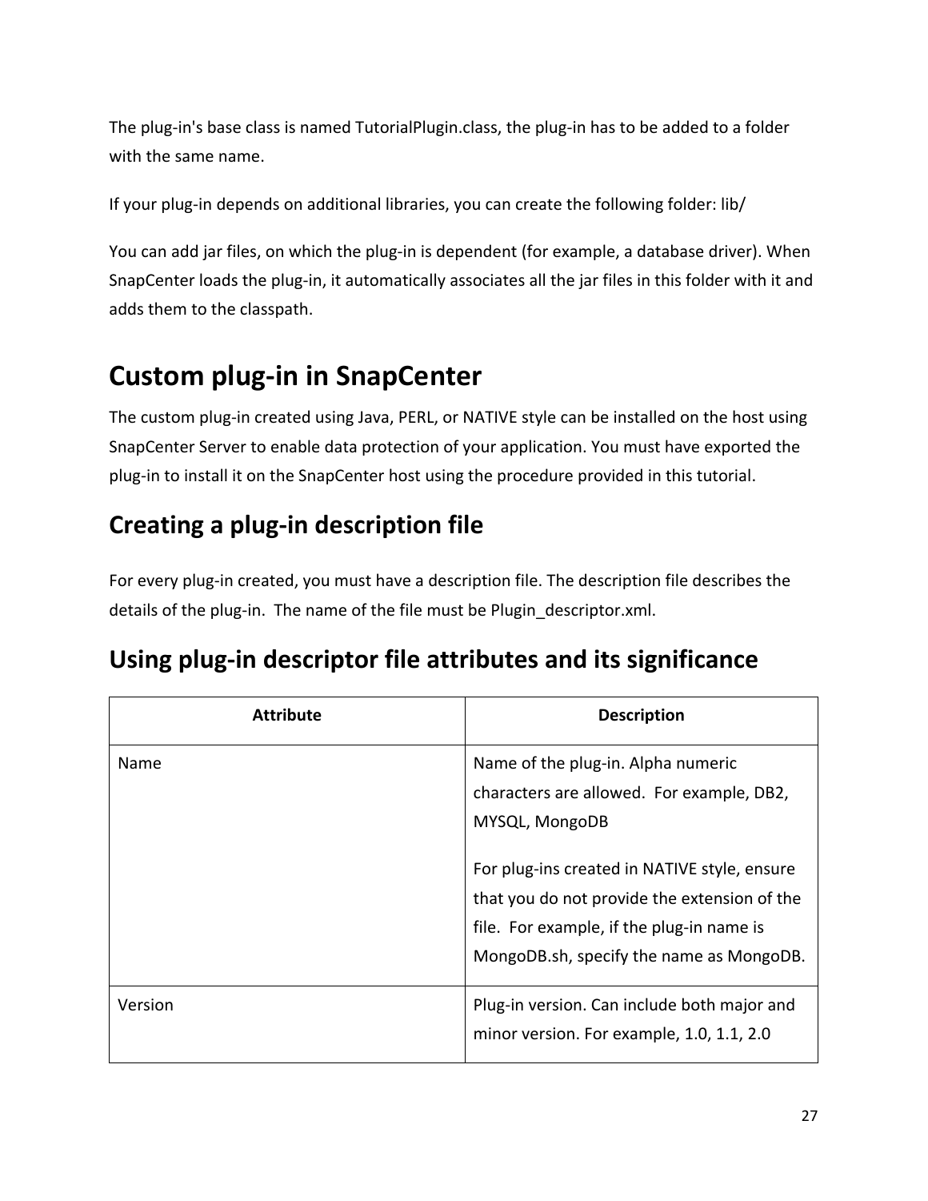The plug-in's base class is named TutorialPlugin.class, the plug-in has to be added to a folder with the same name.

If your plug-in depends on additional libraries, you can create the following folder: lib/

You can add jar files, on which the plug-in is dependent (for example, a database driver). When SnapCenter loads the plug-in, it automatically associates all the jar files in this folder with it and adds them to the classpath.

# Custom plug-in in SnapCenter

The custom plug-in created using Java, PERL, or NATIVE style can be installed on the host using SnapCenter Server to enable data protection of your application. You must have exported the plug-in to install it on the SnapCenter host using the procedure provided in this tutorial.

## Creating a plug-in description file

For every plug-in created, you must have a description file. The description file describes the details of the plug-in. The name of the file must be Plugin_descriptor.xml.

## Using plug-in descriptor file attributes and its significance

| Attribute | Description |
|---|---|
| Name | Name of the plug-in. Alpha numeric characters are allowed. For example, DB2, MYSQL, MongoDB<br><br>For plug-ins created in NATIVE style, ensure that you do not provide the extension of the file. For example, if the plug-in name is MongoDB.sh, specify the name as MongoDB. |
| Version | Plug-in version. Can include both major and minor version. For example, 1.0, 1.1, 2.0 |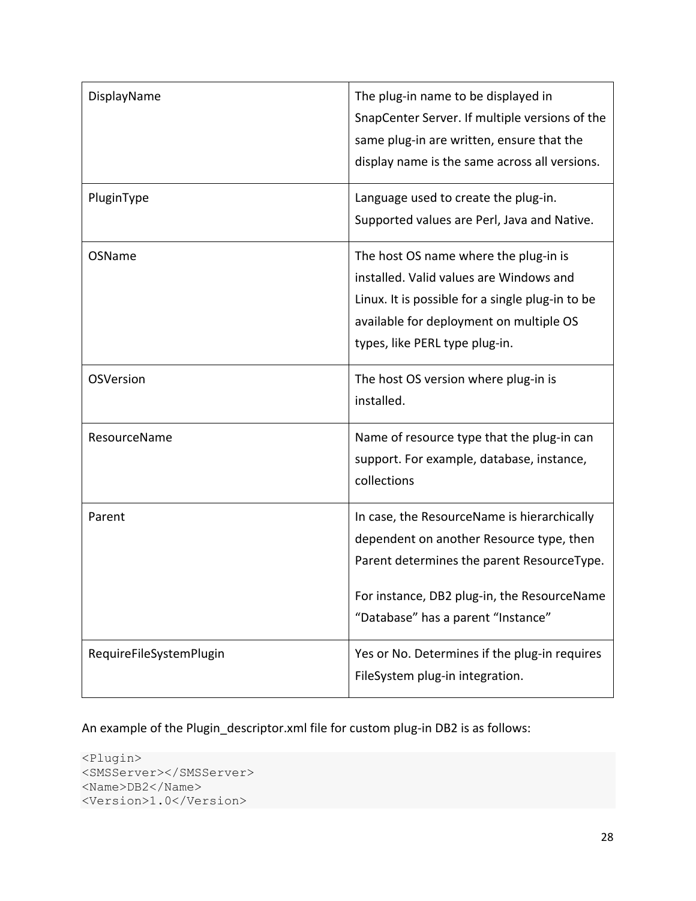| | |
|---|---|
| DisplayName | The plug-in name to be displayed in SnapCenter Server. If multiple versions of the same plug-in are written, ensure that the display name is the same across all versions. |
| PluginType | Language used to create the plug-in. Supported values are Perl, Java and Native. |
| OSName | The host OS name where the plug-in is installed. Valid values are Windows and Linux. It is possible for a single plug-in to be available for deployment on multiple OS types, like PERL type plug-in. |
| OSVersion | The host OS version where plug-in is installed. |
| ResourceName | Name of resource type that the plug-in can support. For example, database, instance, collections |
| Parent | In case, the ResourceName is hierarchically dependent on another Resource type, then Parent determines the parent ResourceType.<br><br>For instance, DB2 plug-in, the ResourceName “Database” has a parent “Instance” |
| RequireFileSystemPlugin | Yes or No. Determines if the plug-in requires FileSystem plug-in integration. |

An example of the Plugin_descriptor.xml file for custom plug-in DB2 is as follows:

```
<Plugin>
<SMSServer></SMSServer>
<Name>DB2</Name>
<Version>1.0</Version>
```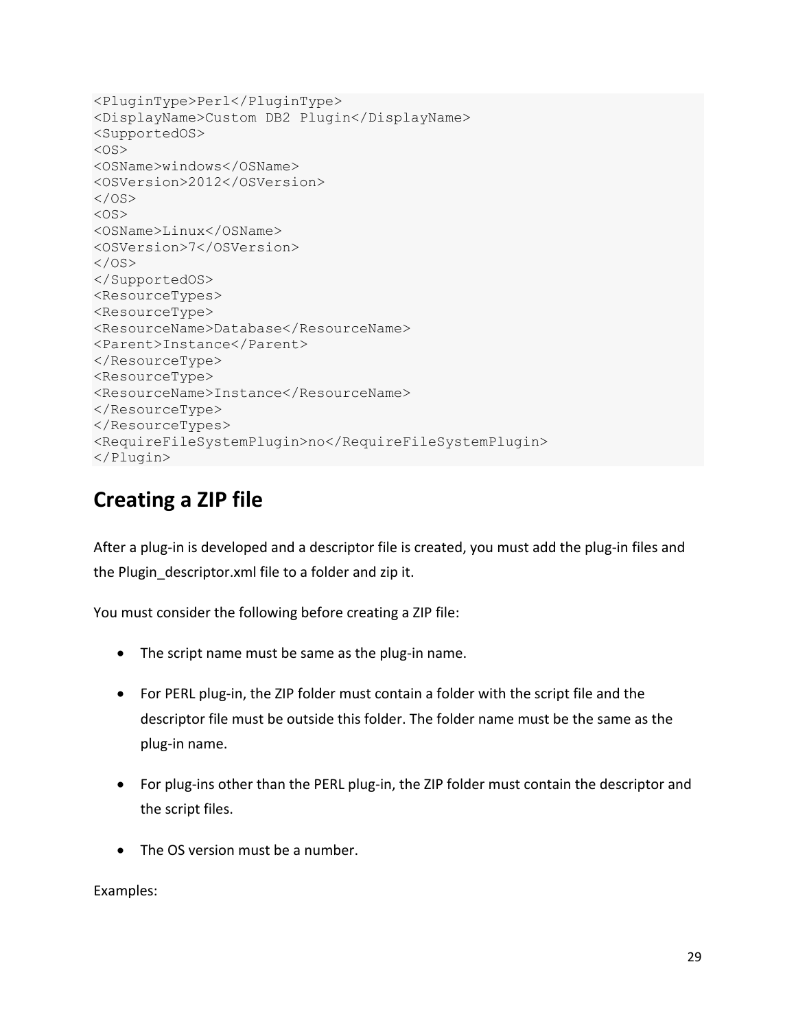```
<PluginType>Perl</PluginType>
<DisplayName>Custom DB2 Plugin</DisplayName>
<SupportedOS>
<OS>
<OSName>windows</OSName>
<OSVersion>2012</OSVersion>
</OS>
<OS>
<OSName>Linux</OSName>
<OSVersion>7</OSVersion>
</OS>
</SupportedOS>
<ResourceTypes>
<ResourceType>
<ResourceName>Database</ResourceName>
<Parent>Instance</Parent>
</ResourceType>
<ResourceType>
<ResourceName>Instance</ResourceName>
</ResourceType>
</ResourceTypes>
<RequireFileSystemPlugin>no</RequireFileSystemPlugin>
</Plugin>
```

## Creating a ZIP file

After a plug-in is developed and a descriptor file is created, you must add the plug-in files and the Plugin_descriptor.xml file to a folder and zip it.

You must consider the following before creating a ZIP file:

- The script name must be same as the plug-in name.
- For PERL plug-in, the ZIP folder must contain a folder with the script file and the descriptor file must be outside this folder. The folder name must be the same as the plug-in name.
- For plug-ins other than the PERL plug-in, the ZIP folder must contain the descriptor and the script files.
- The OS version must be a number.

Examples: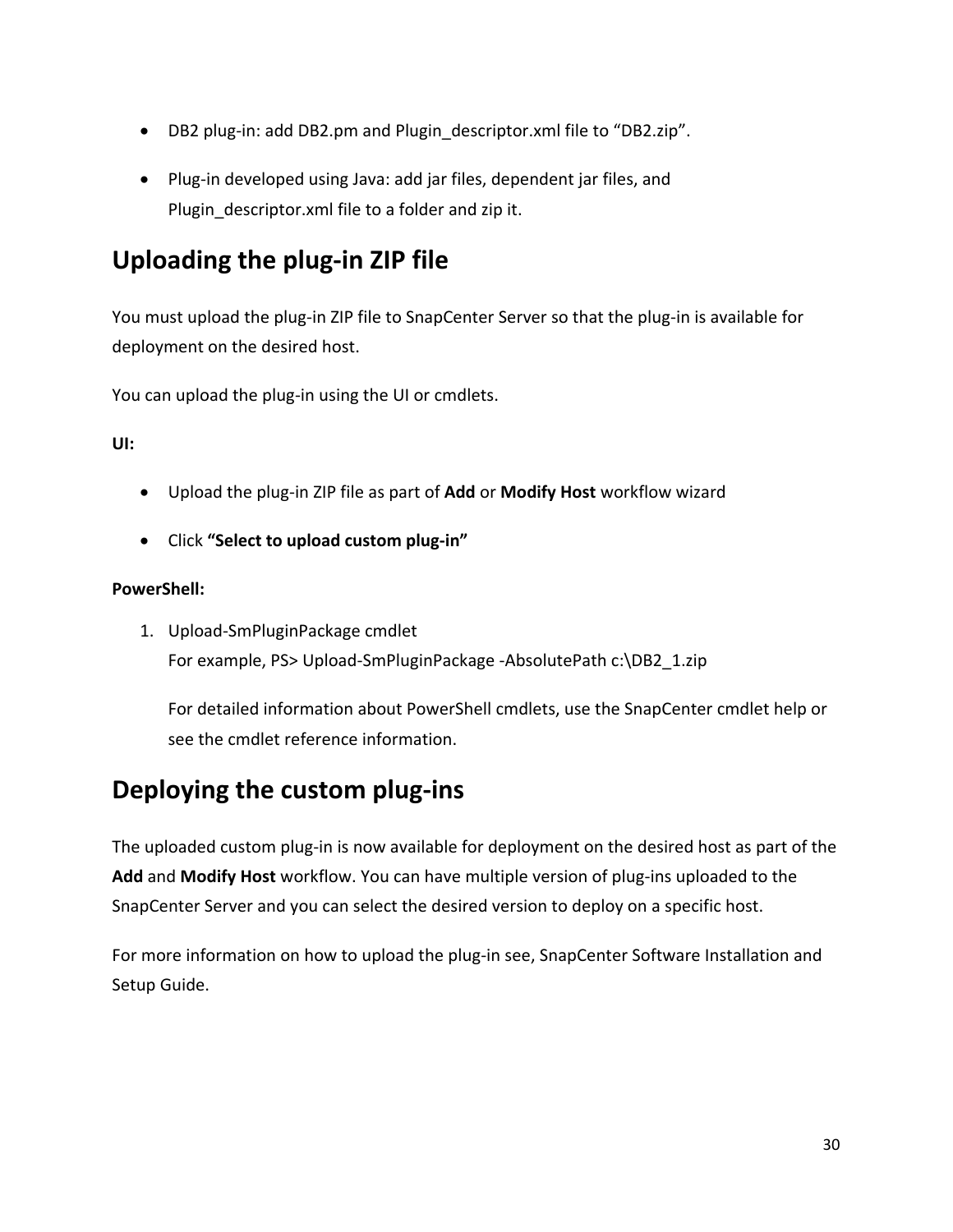- DB2 plug-in: add DB2.pm and Plugin_descriptor.xml file to "DB2.zip".
- Plug-in developed using Java: add jar files, dependent jar files, and Plugin_descriptor.xml file to a folder and zip it.

## Uploading the plug-in ZIP file

You must upload the plug-in ZIP file to SnapCenter Server so that the plug-in is available for deployment on the desired host.

You can upload the plug-in using the UI or cmdlets.

**UI:**

- Upload the plug-in ZIP file as part of **Add** or **Modify Host** workflow wizard
- Click **"Select to upload custom plug-in"**

**PowerShell:**

1. Upload-SmPluginPackage cmdlet
   For example, PS> Upload-SmPluginPackage -AbsolutePath c:\DB2_1.zip

   For detailed information about PowerShell cmdlets, use the SnapCenter cmdlet help or see the cmdlet reference information.

## Deploying the custom plug-ins

The uploaded custom plug-in is now available for deployment on the desired host as part of the **Add** and **Modify Host** workflow. You can have multiple version of plug-ins uploaded to the SnapCenter Server and you can select the desired version to deploy on a specific host.

For more information on how to upload the plug-in see, SnapCenter Software Installation and Setup Guide.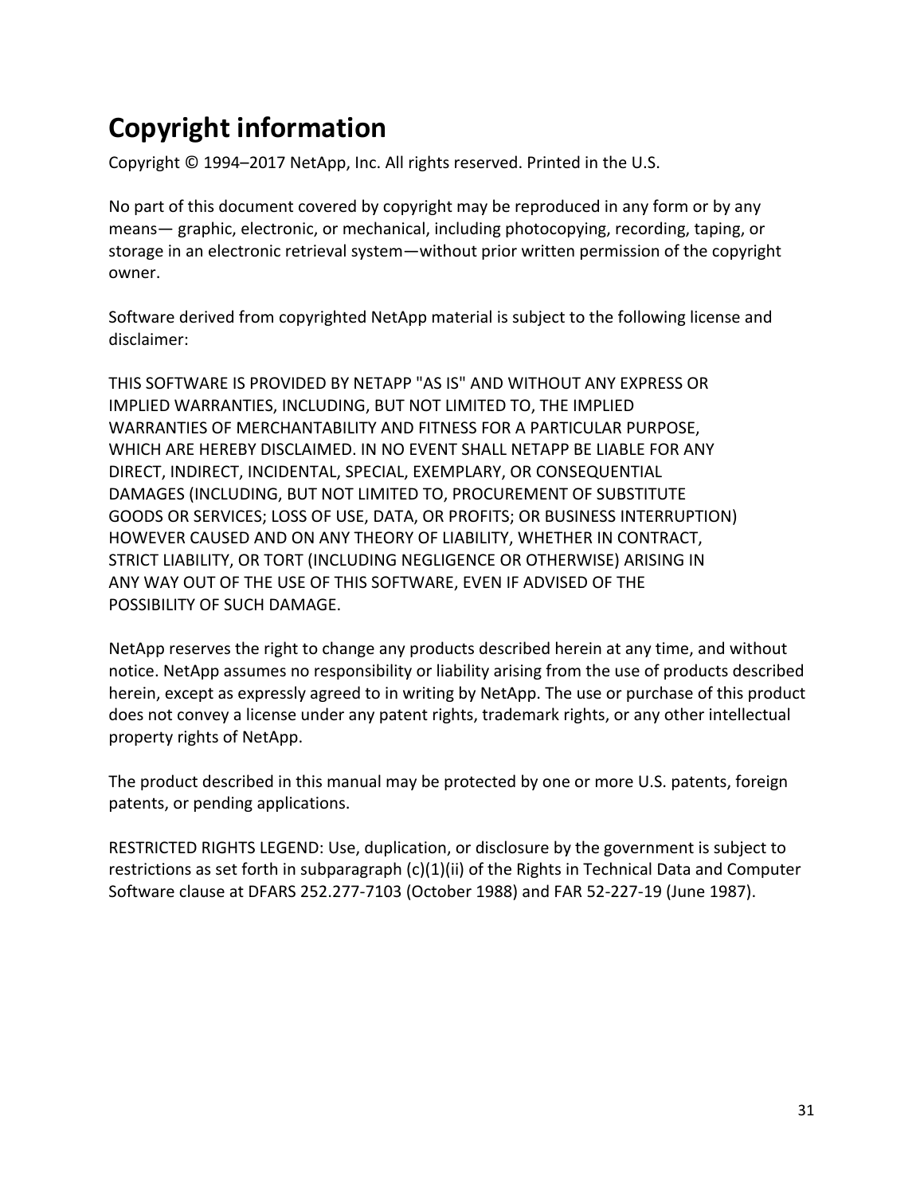# Copyright information

Copyright © 1994–2017 NetApp, Inc. All rights reserved. Printed in the U.S.

No part of this document covered by copyright may be reproduced in any form or by any means— graphic, electronic, or mechanical, including photocopying, recording, taping, or storage in an electronic retrieval system—without prior written permission of the copyright owner.

Software derived from copyrighted NetApp material is subject to the following license and disclaimer:

THIS SOFTWARE IS PROVIDED BY NETAPP "AS IS" AND WITHOUT ANY EXPRESS OR IMPLIED WARRANTIES, INCLUDING, BUT NOT LIMITED TO, THE IMPLIED WARRANTIES OF MERCHANTABILITY AND FITNESS FOR A PARTICULAR PURPOSE, WHICH ARE HEREBY DISCLAIMED. IN NO EVENT SHALL NETAPP BE LIABLE FOR ANY DIRECT, INDIRECT, INCIDENTAL, SPECIAL, EXEMPLARY, OR CONSEQUENTIAL DAMAGES (INCLUDING, BUT NOT LIMITED TO, PROCUREMENT OF SUBSTITUTE GOODS OR SERVICES; LOSS OF USE, DATA, OR PROFITS; OR BUSINESS INTERRUPTION) HOWEVER CAUSED AND ON ANY THEORY OF LIABILITY, WHETHER IN CONTRACT, STRICT LIABILITY, OR TORT (INCLUDING NEGLIGENCE OR OTHERWISE) ARISING IN ANY WAY OUT OF THE USE OF THIS SOFTWARE, EVEN IF ADVISED OF THE POSSIBILITY OF SUCH DAMAGE.

NetApp reserves the right to change any products described herein at any time, and without notice. NetApp assumes no responsibility or liability arising from the use of products described herein, except as expressly agreed to in writing by NetApp. The use or purchase of this product does not convey a license under any patent rights, trademark rights, or any other intellectual property rights of NetApp.

The product described in this manual may be protected by one or more U.S. patents, foreign patents, or pending applications.

RESTRICTED RIGHTS LEGEND: Use, duplication, or disclosure by the government is subject to restrictions as set forth in subparagraph (c)(1)(ii) of the Rights in Technical Data and Computer Software clause at DFARS 252.277-7103 (October 1988) and FAR 52-227-19 (June 1987).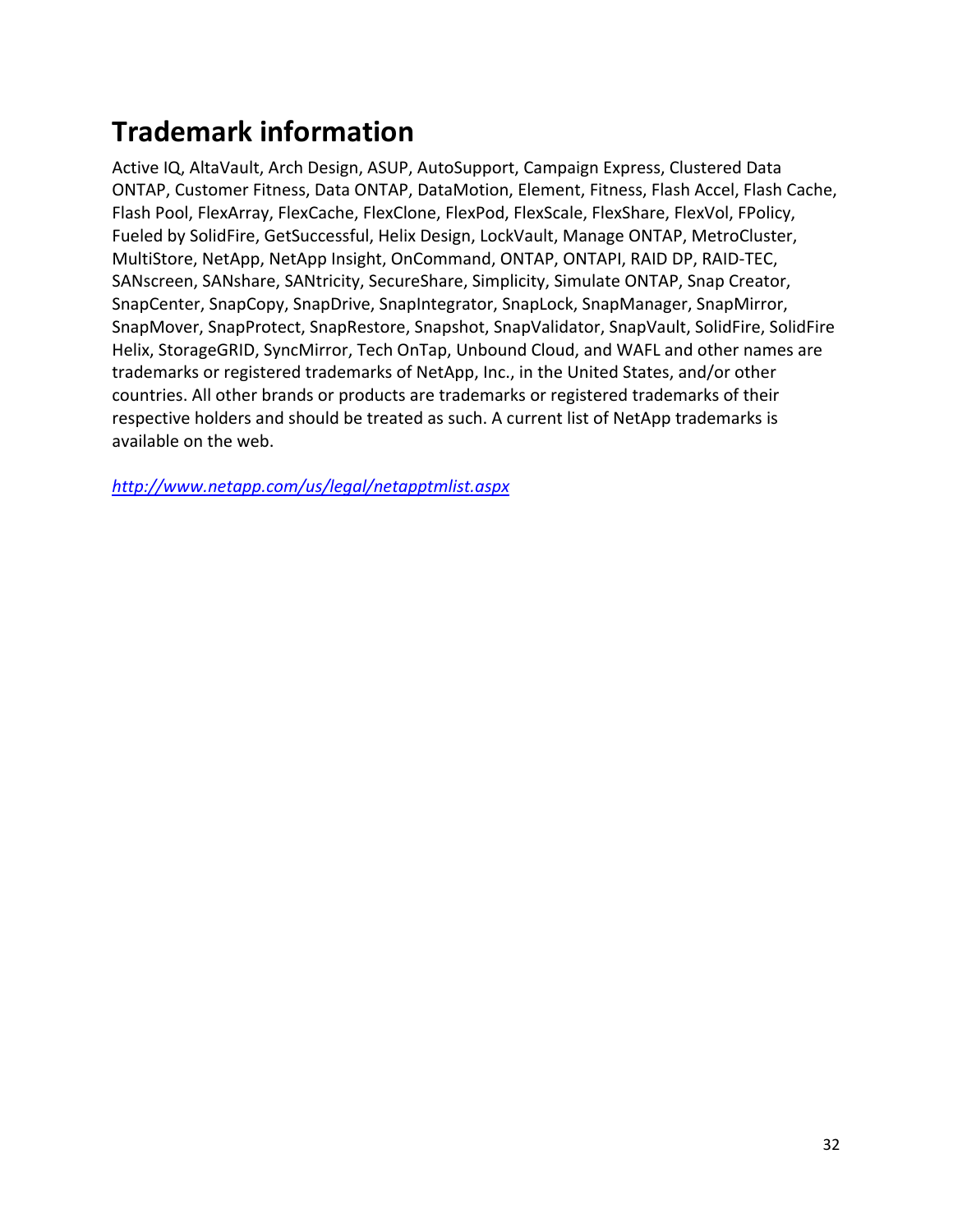# Trademark information

Active IQ, AltaVault, Arch Design, ASUP, AutoSupport, Campaign Express, Clustered Data ONTAP, Customer Fitness, Data ONTAP, DataMotion, Element, Fitness, Flash Accel, Flash Cache, Flash Pool, FlexArray, FlexCache, FlexClone, FlexPod, FlexScale, FlexShare, FlexVol, FPolicy, Fueled by SolidFire, GetSuccessful, Helix Design, LockVault, Manage ONTAP, MetroCluster, MultiStore, NetApp, NetApp Insight, OnCommand, ONTAP, ONTAPI, RAID DP, RAID-TEC, SANscreen, SANshare, SANtricity, SecureShare, Simplicity, Simulate ONTAP, Snap Creator, SnapCenter, SnapCopy, SnapDrive, SnapIntegrator, SnapLock, SnapManager, SnapMirror, SnapMover, SnapProtect, SnapRestore, Snapshot, SnapValidator, SnapVault, SolidFire, SolidFire Helix, StorageGRID, SyncMirror, Tech OnTap, Unbound Cloud, and WAFL and other names are trademarks or registered trademarks of NetApp, Inc., in the United States, and/or other countries. All other brands or products are trademarks or registered trademarks of their respective holders and should be treated as such. A current list of NetApp trademarks is available on the web.

*http://www.netapp.com/us/legal/netapptmlist.aspx*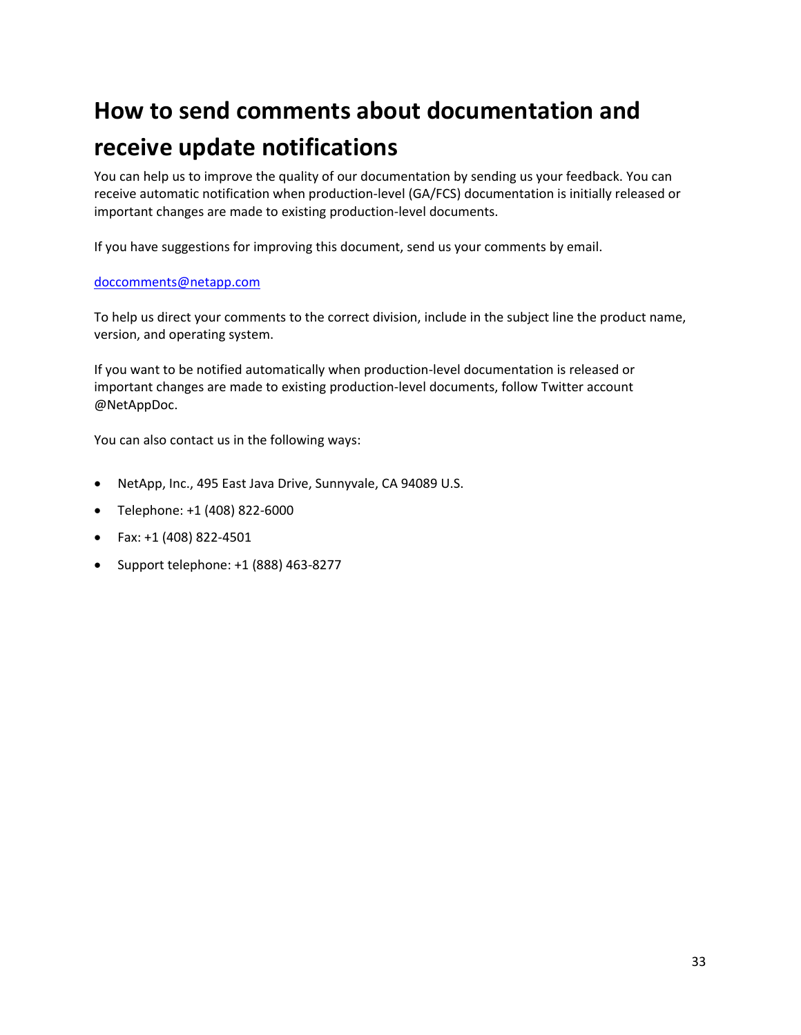# How to send comments about documentation and receive update notifications

You can help us to improve the quality of our documentation by sending us your feedback. You can receive automatic notification when production-level (GA/FCS) documentation is initially released or important changes are made to existing production-level documents.

If you have suggestions for improving this document, send us your comments by email.

doccomments@netapp.com

To help us direct your comments to the correct division, include in the subject line the product name, version, and operating system.

If you want to be notified automatically when production-level documentation is released or important changes are made to existing production-level documents, follow Twitter account @NetAppDoc.

You can also contact us in the following ways:

- NetApp, Inc., 495 East Java Drive, Sunnyvale, CA 94089 U.S.
- Telephone: +1 (408) 822-6000
- Fax: +1 (408) 822-4501
- Support telephone: +1 (888) 463-8277